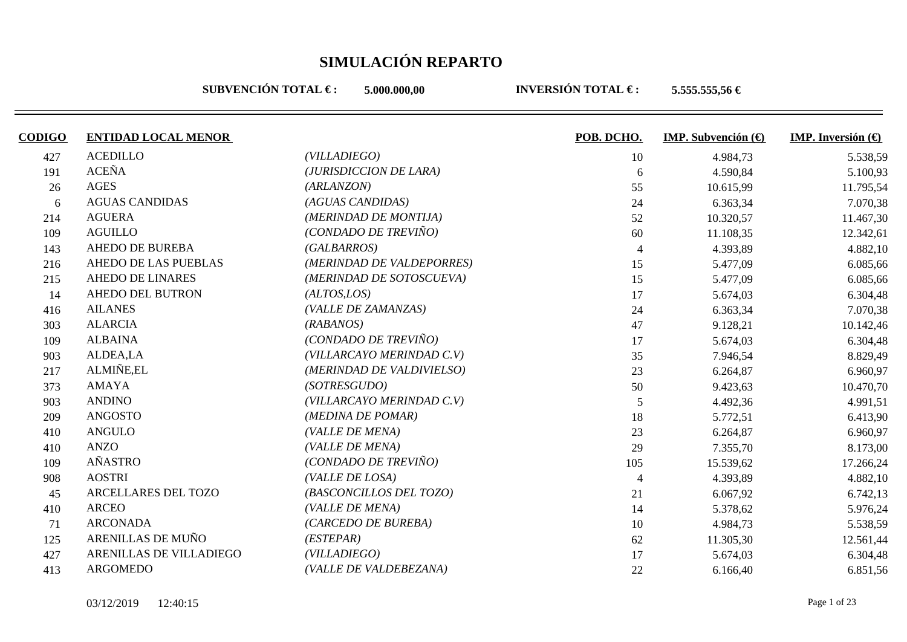# SIMULACIÓN REPARTO

**SUBVENCIÓN TOTAL € :** **5.000.000,00** **INVERSIÓN TOTAL € :** **5.555.555,56 €**

| CODIGO | ENTIDAD LOCAL MENOR | | POB. DCHO. | IMP. Subvención (€) | IMP. Inversión (€) |
|---|---|---|---|---|---|
| 427 | ACEDILLO | *(VILLADIEGO)* | 10 | 4.984,73 | 5.538,59 |
| 191 | ACEÑA | *(JURISDICCION DE LARA)* | 6 | 4.590,84 | 5.100,93 |
| 26 | AGES | *(ARLANZON)* | 55 | 10.615,99 | 11.795,54 |
| 6 | AGUAS CANDIDAS | *(AGUAS CANDIDAS)* | 24 | 6.363,34 | 7.070,38 |
| 214 | AGUERA | *(MERINDAD DE MONTIJA)* | 52 | 10.320,57 | 11.467,30 |
| 109 | AGUILLO | *(CONDADO DE TREVIÑO)* | 60 | 11.108,35 | 12.342,61 |
| 143 | AHEDO DE BUREBA | *(GALBARROS)* | 4 | 4.393,89 | 4.882,10 |
| 216 | AHEDO DE LAS PUEBLAS | *(MERINDAD DE VALDEPORRES)* | 15 | 5.477,09 | 6.085,66 |
| 215 | AHEDO DE LINARES | *(MERINDAD DE SOTOSCUEVA)* | 15 | 5.477,09 | 6.085,66 |
| 14 | AHEDO DEL BUTRON | *(ALTOS,LOS)* | 17 | 5.674,03 | 6.304,48 |
| 416 | AILANES | *(VALLE DE ZAMANZAS)* | 24 | 6.363,34 | 7.070,38 |
| 303 | ALARCIA | *(RABANOS)* | 47 | 9.128,21 | 10.142,46 |
| 109 | ALBAINA | *(CONDADO DE TREVIÑO)* | 17 | 5.674,03 | 6.304,48 |
| 903 | ALDEA,LA | *(VILLARCAYO MERINDAD C.V)* | 35 | 7.946,54 | 8.829,49 |
| 217 | ALMIÑE,EL | *(MERINDAD DE VALDIVIELSO)* | 23 | 6.264,87 | 6.960,97 |
| 373 | AMAYA | *(SOTRESGUDO)* | 50 | 9.423,63 | 10.470,70 |
| 903 | ANDINO | *(VILLARCAYO MERINDAD C.V)* | 5 | 4.492,36 | 4.991,51 |
| 209 | ANGOSTO | *(MEDINA DE POMAR)* | 18 | 5.772,51 | 6.413,90 |
| 410 | ANGULO | *(VALLE DE MENA)* | 23 | 6.264,87 | 6.960,97 |
| 410 | ANZO | *(VALLE DE MENA)* | 29 | 7.355,70 | 8.173,00 |
| 109 | AÑASTRO | *(CONDADO DE TREVIÑO)* | 105 | 15.539,62 | 17.266,24 |
| 908 | AOSTRI | *(VALLE DE LOSA)* | 4 | 4.393,89 | 4.882,10 |
| 45 | ARCELLARES DEL TOZO | *(BASCONCILLOS DEL TOZO)* | 21 | 6.067,92 | 6.742,13 |
| 410 | ARCEO | *(VALLE DE MENA)* | 14 | 5.378,62 | 5.976,24 |
| 71 | ARCONADA | *(CARCEDO DE BUREBA)* | 10 | 4.984,73 | 5.538,59 |
| 125 | ARENILLAS DE MUÑO | *(ESTEPAR)* | 62 | 11.305,30 | 12.561,44 |
| 427 | ARENILLAS DE VILLADIEGO | *(VILLADIEGO)* | 17 | 5.674,03 | 6.304,48 |
| 413 | ARGOMEDO | *(VALLE DE VALDEBEZANA)* | 22 | 6.166,40 | 6.851,56 |

03/12/2019 12:40:15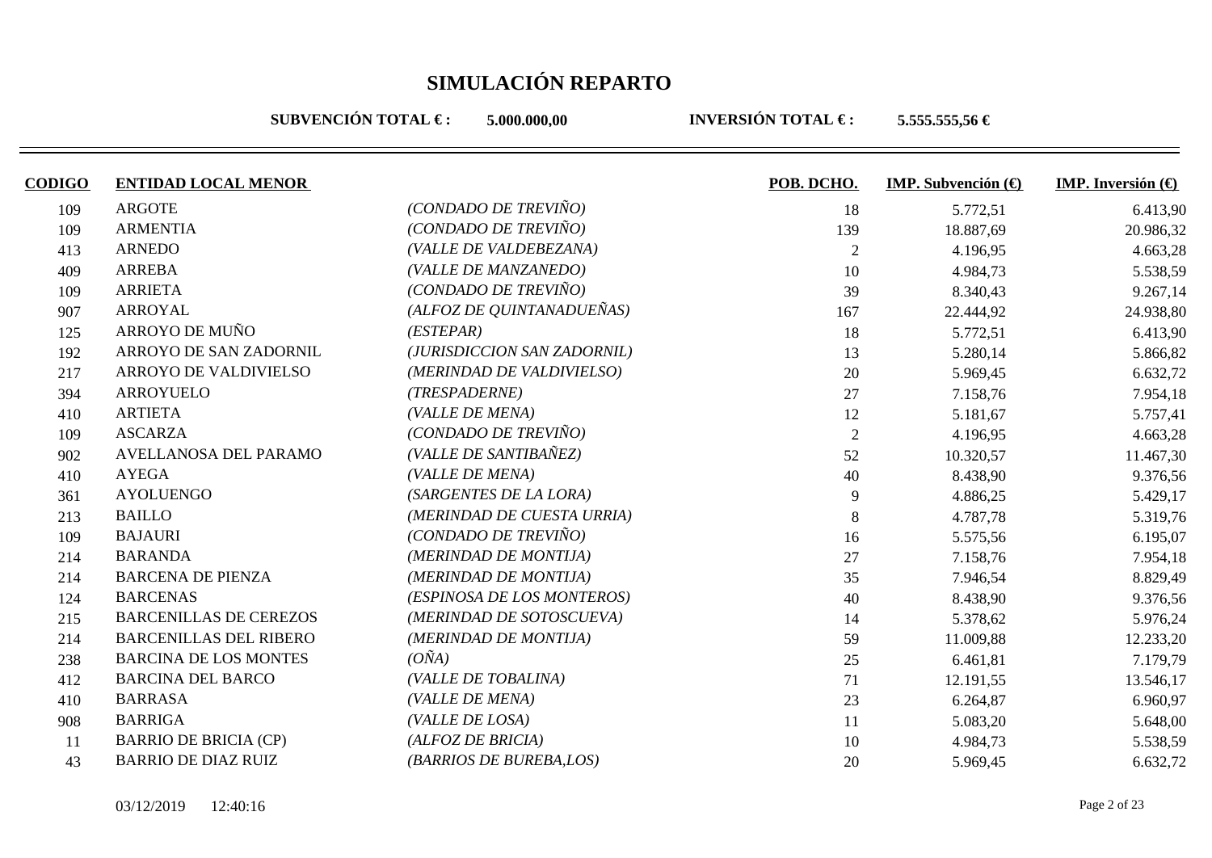# SIMULACIÓN REPARTO

**SUBVENCIÓN TOTAL € :** **5.000.000,00** **INVERSIÓN TOTAL € :** **5.555.555,56 €**

| CODIGO | ENTIDAD LOCAL MENOR | | POB. DCHO. | IMP. Subvención (€) | IMP. Inversión (€) |
|---|---|---|---|---|---|
| 109 | ARGOTE | *(CONDADO DE TREVIÑO)* | 18 | 5.772,51 | 6.413,90 |
| 109 | ARMENTIA | *(CONDADO DE TREVIÑO)* | 139 | 18.887,69 | 20.986,32 |
| 413 | ARNEDO | *(VALLE DE VALDEBEZANA)* | 2 | 4.196,95 | 4.663,28 |
| 409 | ARREBA | *(VALLE DE MANZANEDO)* | 10 | 4.984,73 | 5.538,59 |
| 109 | ARRIETA | *(CONDADO DE TREVIÑO)* | 39 | 8.340,43 | 9.267,14 |
| 907 | ARROYAL | *(ALFOZ DE QUINTANADUEÑAS)* | 167 | 22.444,92 | 24.938,80 |
| 125 | ARROYO DE MUÑO | *(ESTEPAR)* | 18 | 5.772,51 | 6.413,90 |
| 192 | ARROYO DE SAN ZADORNIL | *(JURISDICCION SAN ZADORNIL)* | 13 | 5.280,14 | 5.866,82 |
| 217 | ARROYO DE VALDIVIELSO | *(MERINDAD DE VALDIVIELSO)* | 20 | 5.969,45 | 6.632,72 |
| 394 | ARROYUELO | *(TRESPADERNE)* | 27 | 7.158,76 | 7.954,18 |
| 410 | ARTIETA | *(VALLE DE MENA)* | 12 | 5.181,67 | 5.757,41 |
| 109 | ASCARZA | *(CONDADO DE TREVIÑO)* | 2 | 4.196,95 | 4.663,28 |
| 902 | AVELLANOSA DEL PARAMO | *(VALLE DE SANTIBAÑEZ)* | 52 | 10.320,57 | 11.467,30 |
| 410 | AYEGA | *(VALLE DE MENA)* | 40 | 8.438,90 | 9.376,56 |
| 361 | AYOLUENGO | *(SARGENTES DE LA LORA)* | 9 | 4.886,25 | 5.429,17 |
| 213 | BAILLO | *(MERINDAD DE CUESTA URRIA)* | 8 | 4.787,78 | 5.319,76 |
| 109 | BAJAURI | *(CONDADO DE TREVIÑO)* | 16 | 5.575,56 | 6.195,07 |
| 214 | BARANDA | *(MERINDAD DE MONTIJA)* | 27 | 7.158,76 | 7.954,18 |
| 214 | BARCENA DE PIENZA | *(MERINDAD DE MONTIJA)* | 35 | 7.946,54 | 8.829,49 |
| 124 | BARCENAS | *(ESPINOSA DE LOS MONTEROS)* | 40 | 8.438,90 | 9.376,56 |
| 215 | BARCENILLAS DE CEREZOS | *(MERINDAD DE SOTOSCUEVA)* | 14 | 5.378,62 | 5.976,24 |
| 214 | BARCENILLAS DEL RIBERO | *(MERINDAD DE MONTIJA)* | 59 | 11.009,88 | 12.233,20 |
| 238 | BARCINA DE LOS MONTES | *(OÑA)* | 25 | 6.461,81 | 7.179,79 |
| 412 | BARCINA DEL BARCO | *(VALLE DE TOBALINA)* | 71 | 12.191,55 | 13.546,17 |
| 410 | BARRASA | *(VALLE DE MENA)* | 23 | 6.264,87 | 6.960,97 |
| 908 | BARRIGA | *(VALLE DE LOSA)* | 11 | 5.083,20 | 5.648,00 |
| 11 | BARRIO DE BRICIA (CP) | *(ALFOZ DE BRICIA)* | 10 | 4.984,73 | 5.538,59 |
| 43 | BARRIO DE DIAZ RUIZ | *(BARRIOS DE BUREBA,LOS)* | 20 | 5.969,45 | 6.632,72 |

03/12/2019 12:40:16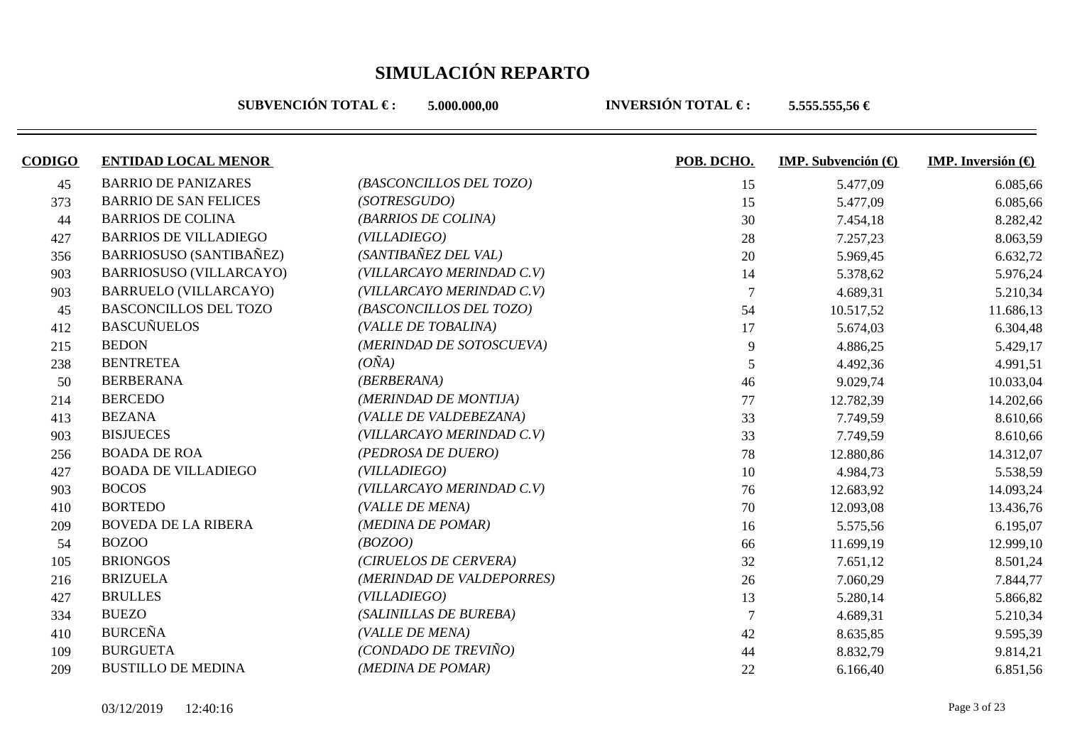# SIMULACIÓN REPARTO

**SUBVENCIÓN TOTAL € :** **5.000.000,00** **INVERSIÓN TOTAL € :** **5.555.555,56 €**

| CODIGO | ENTIDAD LOCAL MENOR | | POB. DCHO. | IMP. Subvención (€) | IMP. Inversión (€) |
|---|---|---|---|---|---|
| 45 | BARRIO DE PANIZARES | *(BASCONCILLOS DEL TOZO)* | 15 | 5.477,09 | 6.085,66 |
| 373 | BARRIO DE SAN FELICES | *(SOTRESGUDO)* | 15 | 5.477,09 | 6.085,66 |
| 44 | BARRIOS DE COLINA | *(BARRIOS DE COLINA)* | 30 | 7.454,18 | 8.282,42 |
| 427 | BARRIOS DE VILLADIEGO | *(VILLADIEGO)* | 28 | 7.257,23 | 8.063,59 |
| 356 | BARRIOSUSO (SANTIBAÑEZ) | *(SANTIBAÑEZ DEL VAL)* | 20 | 5.969,45 | 6.632,72 |
| 903 | BARRIOSUSO (VILLARCAYO) | *(VILLARCAYO MERINDAD C.V)* | 14 | 5.378,62 | 5.976,24 |
| 903 | BARRUELO (VILLARCAYO) | *(VILLARCAYO MERINDAD C.V)* | 7 | 4.689,31 | 5.210,34 |
| 45 | BASCONCILLOS DEL TOZO | *(BASCONCILLOS DEL TOZO)* | 54 | 10.517,52 | 11.686,13 |
| 412 | BASCUÑUELOS | *(VALLE DE TOBALINA)* | 17 | 5.674,03 | 6.304,48 |
| 215 | BEDON | *(MERINDAD DE SOTOSCUEVA)* | 9 | 4.886,25 | 5.429,17 |
| 238 | BENTRETEA | *(OÑA)* | 5 | 4.492,36 | 4.991,51 |
| 50 | BERBERANA | *(BERBERANA)* | 46 | 9.029,74 | 10.033,04 |
| 214 | BERCEDO | *(MERINDAD DE MONTIJA)* | 77 | 12.782,39 | 14.202,66 |
| 413 | BEZANA | *(VALLE DE VALDEBEZANA)* | 33 | 7.749,59 | 8.610,66 |
| 903 | BISJUECES | *(VILLARCAYO MERINDAD C.V)* | 33 | 7.749,59 | 8.610,66 |
| 256 | BOADA DE ROA | *(PEDROSA DE DUERO)* | 78 | 12.880,86 | 14.312,07 |
| 427 | BOADA DE VILLADIEGO | *(VILLADIEGO)* | 10 | 4.984,73 | 5.538,59 |
| 903 | BOCOS | *(VILLARCAYO MERINDAD C.V)* | 76 | 12.683,92 | 14.093,24 |
| 410 | BORTEDO | *(VALLE DE MENA)* | 70 | 12.093,08 | 13.436,76 |
| 209 | BOVEDA DE LA RIBERA | *(MEDINA DE POMAR)* | 16 | 5.575,56 | 6.195,07 |
| 54 | BOZOO | *(BOZOO)* | 66 | 11.699,19 | 12.999,10 |
| 105 | BRIONGOS | *(CIRUELOS DE CERVERA)* | 32 | 7.651,12 | 8.501,24 |
| 216 | BRIZUELA | *(MERINDAD DE VALDEPORRES)* | 26 | 7.060,29 | 7.844,77 |
| 427 | BRULLES | *(VILLADIEGO)* | 13 | 5.280,14 | 5.866,82 |
| 334 | BUEZO | *(SALINILLAS DE BUREBA)* | 7 | 4.689,31 | 5.210,34 |
| 410 | BURCEÑA | *(VALLE DE MENA)* | 42 | 8.635,85 | 9.595,39 |
| 109 | BURGUETA | *(CONDADO DE TREVIÑO)* | 44 | 8.832,79 | 9.814,21 |
| 209 | BUSTILLO DE MEDINA | *(MEDINA DE POMAR)* | 22 | 6.166,40 | 6.851,56 |

03/12/2019 12:40:16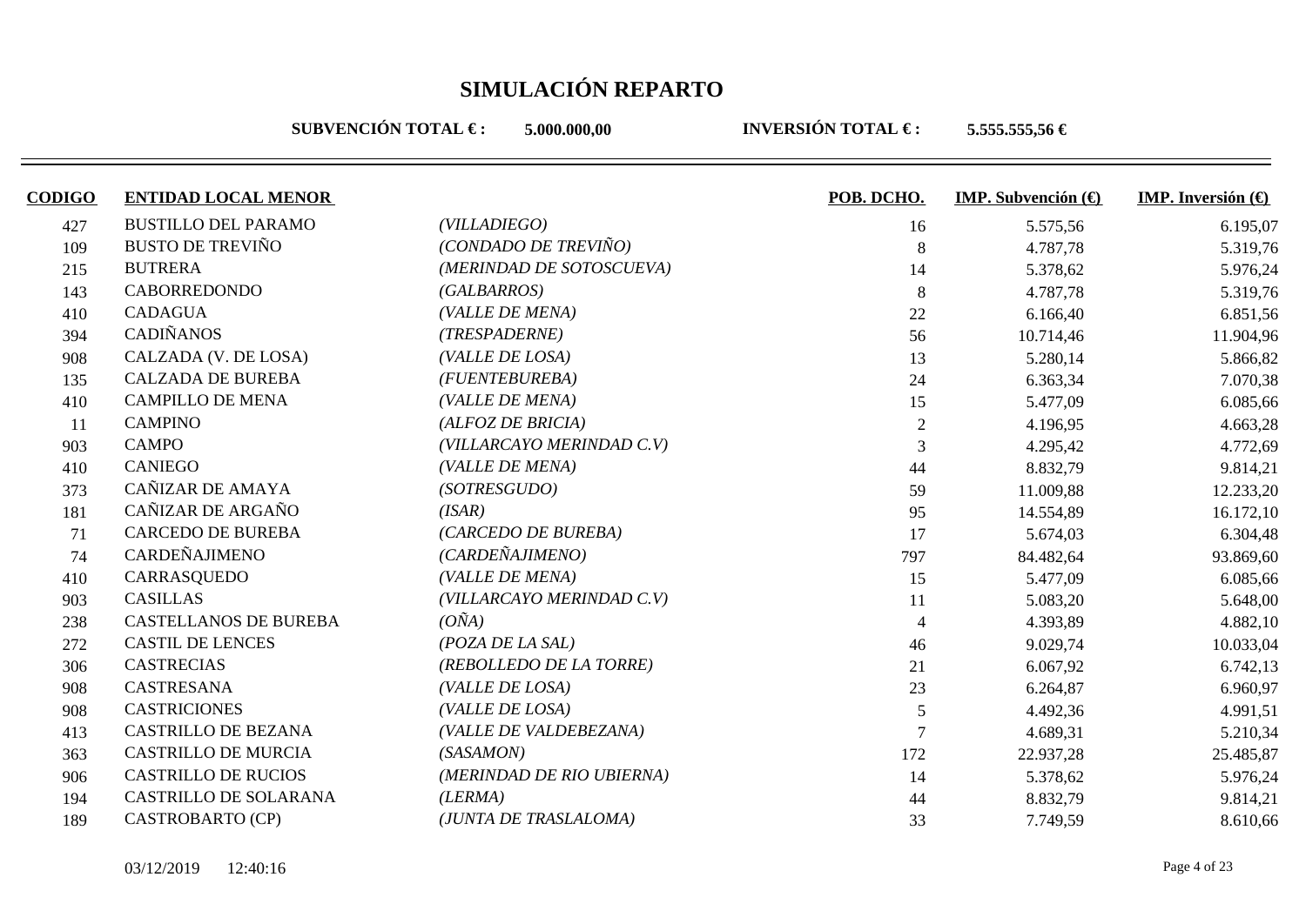# SIMULACIÓN REPARTO

**SUBVENCIÓN TOTAL € :** **5.000.000,00** **INVERSIÓN TOTAL € :** **5.555.555,56 €**

| CODIGO | ENTIDAD LOCAL MENOR | | POB. DCHO. | IMP. Subvención (€) | IMP. Inversión (€) |
|---|---|---|---|---|---|
| 427 | BUSTILLO DEL PARAMO | *(VILLADIEGO)* | 16 | 5.575,56 | 6.195,07 |
| 109 | BUSTO DE TREVIÑO | *(CONDADO DE TREVIÑO)* | 8 | 4.787,78 | 5.319,76 |
| 215 | BUTRERA | *(MERINDAD DE SOTOSCUEVA)* | 14 | 5.378,62 | 5.976,24 |
| 143 | CABORREDONDO | *(GALBARROS)* | 8 | 4.787,78 | 5.319,76 |
| 410 | CADAGUA | *(VALLE DE MENA)* | 22 | 6.166,40 | 6.851,56 |
| 394 | CADIÑANOS | *(TRESPADERNE)* | 56 | 10.714,46 | 11.904,96 |
| 908 | CALZADA (V. DE LOSA) | *(VALLE DE LOSA)* | 13 | 5.280,14 | 5.866,82 |
| 135 | CALZADA DE BUREBA | *(FUENTEBUREBA)* | 24 | 6.363,34 | 7.070,38 |
| 410 | CAMPILLO DE MENA | *(VALLE DE MENA)* | 15 | 5.477,09 | 6.085,66 |
| 11 | CAMPINO | *(ALFOZ DE BRICIA)* | 2 | 4.196,95 | 4.663,28 |
| 903 | CAMPO | *(VILLARCAYO MERINDAD C.V)* | 3 | 4.295,42 | 4.772,69 |
| 410 | CANIEGO | *(VALLE DE MENA)* | 44 | 8.832,79 | 9.814,21 |
| 373 | CAÑIZAR DE AMAYA | *(SOTRESGUDO)* | 59 | 11.009,88 | 12.233,20 |
| 181 | CAÑIZAR DE ARGAÑO | *(ISAR)* | 95 | 14.554,89 | 16.172,10 |
| 71 | CARCEDO DE BUREBA | *(CARCEDO DE BUREBA)* | 17 | 5.674,03 | 6.304,48 |
| 74 | CARDEÑAJIMENO | *(CARDEÑAJIMENO)* | 797 | 84.482,64 | 93.869,60 |
| 410 | CARRASQUEDO | *(VALLE DE MENA)* | 15 | 5.477,09 | 6.085,66 |
| 903 | CASILLAS | *(VILLARCAYO MERINDAD C.V)* | 11 | 5.083,20 | 5.648,00 |
| 238 | CASTELLANOS DE BUREBA | *(OÑA)* | 4 | 4.393,89 | 4.882,10 |
| 272 | CASTIL DE LENCES | *(POZA DE LA SAL)* | 46 | 9.029,74 | 10.033,04 |
| 306 | CASTRECIAS | *(REBOLLEDO DE LA TORRE)* | 21 | 6.067,92 | 6.742,13 |
| 908 | CASTRESANA | *(VALLE DE LOSA)* | 23 | 6.264,87 | 6.960,97 |
| 908 | CASTRICIONES | *(VALLE DE LOSA)* | 5 | 4.492,36 | 4.991,51 |
| 413 | CASTRILLO DE BEZANA | *(VALLE DE VALDEBEZANA)* | 7 | 4.689,31 | 5.210,34 |
| 363 | CASTRILLO DE MURCIA | *(SASAMON)* | 172 | 22.937,28 | 25.485,87 |
| 906 | CASTRILLO DE RUCIOS | *(MERINDAD DE RIO UBIERNA)* | 14 | 5.378,62 | 5.976,24 |
| 194 | CASTRILLO DE SOLARANA | *(LERMA)* | 44 | 8.832,79 | 9.814,21 |
| 189 | CASTROBARTO (CP) | *(JUNTA DE TRASLALOMA)* | 33 | 7.749,59 | 8.610,66 |

03/12/2019 12:40:16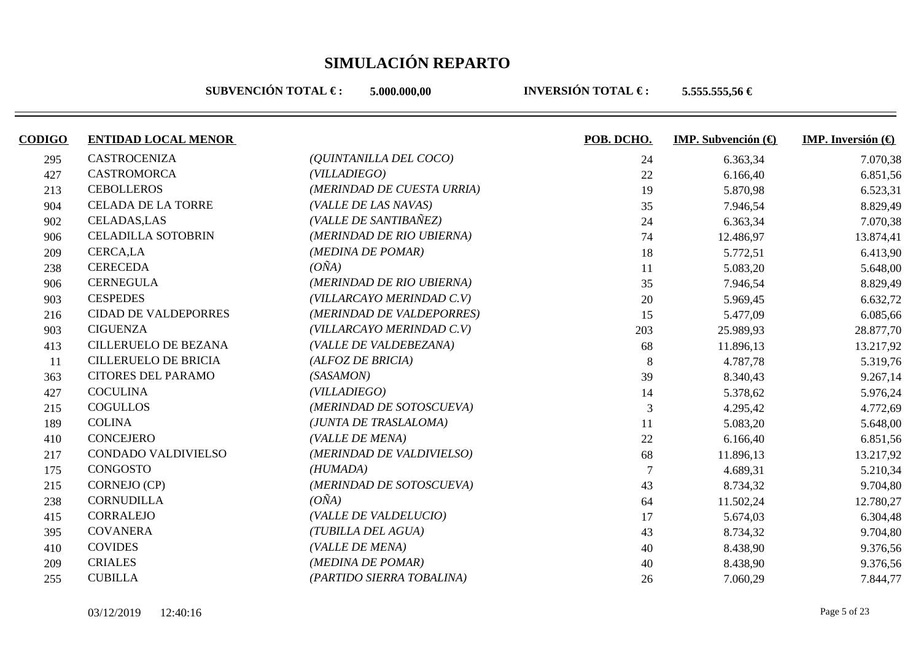# SIMULACIÓN REPARTO

**SUBVENCIÓN TOTAL € :** **5.000.000,00** **INVERSIÓN TOTAL € :** **5.555.555,56 €**

| CODIGO | ENTIDAD LOCAL MENOR | | POB. DCHO. | IMP. Subvención (€) | IMP. Inversión (€) |
|---|---|---|---|---|---|
| 295 | CASTROCENIZA | *(QUINTANILLA DEL COCO)* | 24 | 6.363,34 | 7.070,38 |
| 427 | CASTROMORCA | *(VILLADIEGO)* | 22 | 6.166,40 | 6.851,56 |
| 213 | CEBOLLEROS | *(MERINDAD DE CUESTA URRIA)* | 19 | 5.870,98 | 6.523,31 |
| 904 | CELADA DE LA TORRE | *(VALLE DE LAS NAVAS)* | 35 | 7.946,54 | 8.829,49 |
| 902 | CELADAS,LAS | *(VALLE DE SANTIBAÑEZ)* | 24 | 6.363,34 | 7.070,38 |
| 906 | CELADILLA SOTOBRIN | *(MERINDAD DE RIO UBIERNA)* | 74 | 12.486,97 | 13.874,41 |
| 209 | CERCA,LA | *(MEDINA DE POMAR)* | 18 | 5.772,51 | 6.413,90 |
| 238 | CERECEDA | *(OÑA)* | 11 | 5.083,20 | 5.648,00 |
| 906 | CERNEGULA | *(MERINDAD DE RIO UBIERNA)* | 35 | 7.946,54 | 8.829,49 |
| 903 | CESPEDES | *(VILLARCAYO MERINDAD C.V)* | 20 | 5.969,45 | 6.632,72 |
| 216 | CIDAD DE VALDEPORRES | *(MERINDAD DE VALDEPORRES)* | 15 | 5.477,09 | 6.085,66 |
| 903 | CIGUENZA | *(VILLARCAYO MERINDAD C.V)* | 203 | 25.989,93 | 28.877,70 |
| 413 | CILLERUELO DE BEZANA | *(VALLE DE VALDEBEZANA)* | 68 | 11.896,13 | 13.217,92 |
| 11 | CILLERUELO DE BRICIA | *(ALFOZ DE BRICIA)* | 8 | 4.787,78 | 5.319,76 |
| 363 | CITORES DEL PARAMO | *(SASAMON)* | 39 | 8.340,43 | 9.267,14 |
| 427 | COCULINA | *(VILLADIEGO)* | 14 | 5.378,62 | 5.976,24 |
| 215 | COGULLOS | *(MERINDAD DE SOTOSCUEVA)* | 3 | 4.295,42 | 4.772,69 |
| 189 | COLINA | *(JUNTA DE TRASLALOMA)* | 11 | 5.083,20 | 5.648,00 |
| 410 | CONCEJERO | *(VALLE DE MENA)* | 22 | 6.166,40 | 6.851,56 |
| 217 | CONDADO VALDIVIELSO | *(MERINDAD DE VALDIVIELSO)* | 68 | 11.896,13 | 13.217,92 |
| 175 | CONGOSTO | *(HUMADA)* | 7 | 4.689,31 | 5.210,34 |
| 215 | CORNEJO (CP) | *(MERINDAD DE SOTOSCUEVA)* | 43 | 8.734,32 | 9.704,80 |
| 238 | CORNUDILLA | *(OÑA)* | 64 | 11.502,24 | 12.780,27 |
| 415 | CORRALEJO | *(VALLE DE VALDELUCIO)* | 17 | 5.674,03 | 6.304,48 |
| 395 | COVANERA | *(TUBILLA DEL AGUA)* | 43 | 8.734,32 | 9.704,80 |
| 410 | COVIDES | *(VALLE DE MENA)* | 40 | 8.438,90 | 9.376,56 |
| 209 | CRIALES | *(MEDINA DE POMAR)* | 40 | 8.438,90 | 9.376,56 |
| 255 | CUBILLA | *(PARTIDO SIERRA TOBALINA)* | 26 | 7.060,29 | 7.844,77 |

03/12/2019 12:40:16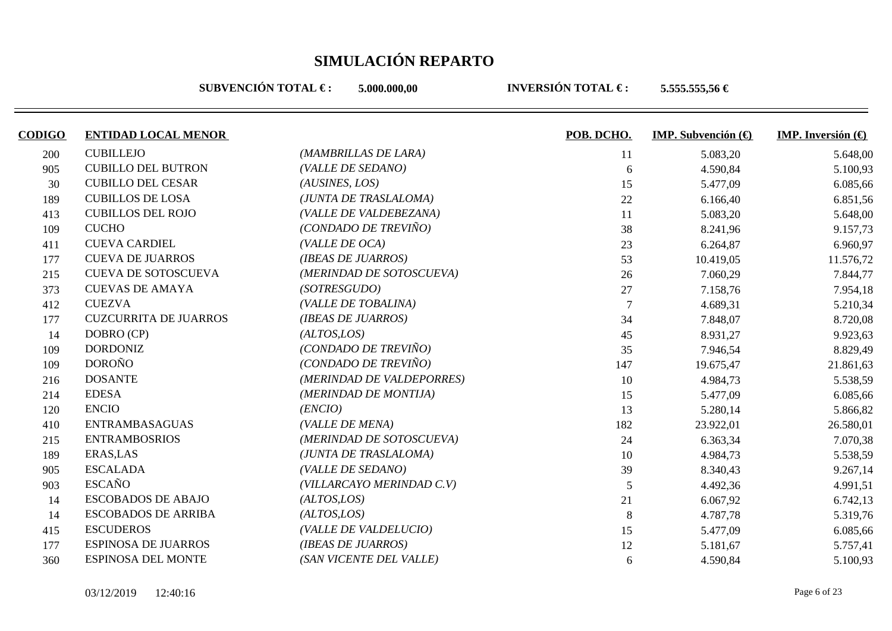# SIMULACIÓN REPARTO

**SUBVENCIÓN TOTAL € :** **5.000.000,00** **INVERSIÓN TOTAL € :** **5.555.555,56 €**

| CODIGO | ENTIDAD LOCAL MENOR | | POB. DCHO. | IMP. Subvención (€) | IMP. Inversión (€) |
|---|---|---|---|---|---|
| 200 | CUBILLEJO | *(MAMBRILLAS DE LARA)* | 11 | 5.083,20 | 5.648,00 |
| 905 | CUBILLO DEL BUTRON | *(VALLE DE SEDANO)* | 6 | 4.590,84 | 5.100,93 |
| 30 | CUBILLO DEL CESAR | *(AUSINES, LOS)* | 15 | 5.477,09 | 6.085,66 |
| 189 | CUBILLOS DE LOSA | *(JUNTA DE TRASLALOMA)* | 22 | 6.166,40 | 6.851,56 |
| 413 | CUBILLOS DEL ROJO | *(VALLE DE VALDEBEZANA)* | 11 | 5.083,20 | 5.648,00 |
| 109 | CUCHO | *(CONDADO DE TREVIÑO)* | 38 | 8.241,96 | 9.157,73 |
| 411 | CUEVA CARDIEL | *(VALLE DE OCA)* | 23 | 6.264,87 | 6.960,97 |
| 177 | CUEVA DE JUARROS | *(IBEAS DE JUARROS)* | 53 | 10.419,05 | 11.576,72 |
| 215 | CUEVA DE SOTOSCUEVA | *(MERINDAD DE SOTOSCUEVA)* | 26 | 7.060,29 | 7.844,77 |
| 373 | CUEVAS DE AMAYA | *(SOTRESGUDO)* | 27 | 7.158,76 | 7.954,18 |
| 412 | CUEZVA | *(VALLE DE TOBALINA)* | 7 | 4.689,31 | 5.210,34 |
| 177 | CUZCURRITA DE JUARROS | *(IBEAS DE JUARROS)* | 34 | 7.848,07 | 8.720,08 |
| 14 | DOBRO (CP) | *(ALTOS,LOS)* | 45 | 8.931,27 | 9.923,63 |
| 109 | DORDONIZ | *(CONDADO DE TREVIÑO)* | 35 | 7.946,54 | 8.829,49 |
| 109 | DOROÑO | *(CONDADO DE TREVIÑO)* | 147 | 19.675,47 | 21.861,63 |
| 216 | DOSANTE | *(MERINDAD DE VALDEPORRES)* | 10 | 4.984,73 | 5.538,59 |
| 214 | EDESA | *(MERINDAD DE MONTIJA)* | 15 | 5.477,09 | 6.085,66 |
| 120 | ENCIO | *(ENCIO)* | 13 | 5.280,14 | 5.866,82 |
| 410 | ENTRAMBASAGUAS | *(VALLE DE MENA)* | 182 | 23.922,01 | 26.580,01 |
| 215 | ENTRAMBOSRIOS | *(MERINDAD DE SOTOSCUEVA)* | 24 | 6.363,34 | 7.070,38 |
| 189 | ERAS,LAS | *(JUNTA DE TRASLALOMA)* | 10 | 4.984,73 | 5.538,59 |
| 905 | ESCALADA | *(VALLE DE SEDANO)* | 39 | 8.340,43 | 9.267,14 |
| 903 | ESCAÑO | *(VILLARCAYO MERINDAD C.V)* | 5 | 4.492,36 | 4.991,51 |
| 14 | ESCOBADOS DE ABAJO | *(ALTOS,LOS)* | 21 | 6.067,92 | 6.742,13 |
| 14 | ESCOBADOS DE ARRIBA | *(ALTOS,LOS)* | 8 | 4.787,78 | 5.319,76 |
| 415 | ESCUDEROS | *(VALLE DE VALDELUCIO)* | 15 | 5.477,09 | 6.085,66 |
| 177 | ESPINOSA DE JUARROS | *(IBEAS DE JUARROS)* | 12 | 5.181,67 | 5.757,41 |
| 360 | ESPINOSA DEL MONTE | *(SAN VICENTE DEL VALLE)* | 6 | 4.590,84 | 5.100,93 |

03/12/2019 12:40:16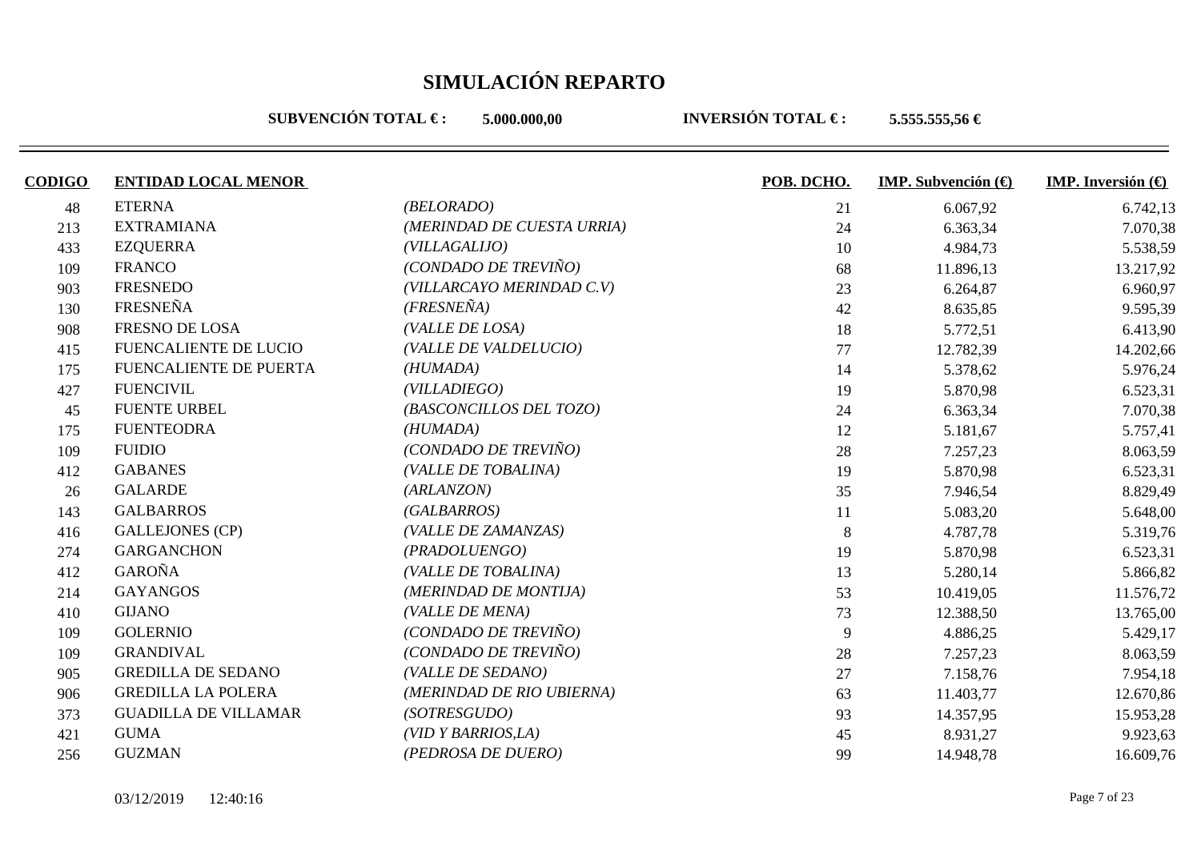# SIMULACIÓN REPARTO

**SUBVENCIÓN TOTAL € :** **5.000.000,00** **INVERSIÓN TOTAL € :** **5.555.555,56 €**

| CODIGO | ENTIDAD LOCAL MENOR | | POB. DCHO. | IMP. Subvención (€) | IMP. Inversión (€) |
|---|---|---|---|---|---|
| 48 | ETERNA | *(BELORADO)* | 21 | 6.067,92 | 6.742,13 |
| 213 | EXTRAMIANA | *(MERINDAD DE CUESTA URRIA)* | 24 | 6.363,34 | 7.070,38 |
| 433 | EZQUERRA | *(VILLAGALIJO)* | 10 | 4.984,73 | 5.538,59 |
| 109 | FRANCO | *(CONDADO DE TREVIÑO)* | 68 | 11.896,13 | 13.217,92 |
| 903 | FRESNEDO | *(VILLARCAYO MERINDAD C.V)* | 23 | 6.264,87 | 6.960,97 |
| 130 | FRESNEÑA | *(FRESNEÑA)* | 42 | 8.635,85 | 9.595,39 |
| 908 | FRESNO DE LOSA | *(VALLE DE LOSA)* | 18 | 5.772,51 | 6.413,90 |
| 415 | FUENCALIENTE DE LUCIO | *(VALLE DE VALDELUCIO)* | 77 | 12.782,39 | 14.202,66 |
| 175 | FUENCALIENTE DE PUERTA | *(HUMADA)* | 14 | 5.378,62 | 5.976,24 |
| 427 | FUENCIVIL | *(VILLADIEGO)* | 19 | 5.870,98 | 6.523,31 |
| 45 | FUENTE URBEL | *(BASCONCILLOS DEL TOZO)* | 24 | 6.363,34 | 7.070,38 |
| 175 | FUENTEODRA | *(HUMADA)* | 12 | 5.181,67 | 5.757,41 |
| 109 | FUIDIO | *(CONDADO DE TREVIÑO)* | 28 | 7.257,23 | 8.063,59 |
| 412 | GABANES | *(VALLE DE TOBALINA)* | 19 | 5.870,98 | 6.523,31 |
| 26 | GALARDE | *(ARLANZON)* | 35 | 7.946,54 | 8.829,49 |
| 143 | GALBARROS | *(GALBARROS)* | 11 | 5.083,20 | 5.648,00 |
| 416 | GALLEJONES (CP) | *(VALLE DE ZAMANZAS)* | 8 | 4.787,78 | 5.319,76 |
| 274 | GARGANCHON | *(PRADOLUENGO)* | 19 | 5.870,98 | 6.523,31 |
| 412 | GAROÑA | *(VALLE DE TOBALINA)* | 13 | 5.280,14 | 5.866,82 |
| 214 | GAYANGOS | *(MERINDAD DE MONTIJA)* | 53 | 10.419,05 | 11.576,72 |
| 410 | GIJANO | *(VALLE DE MENA)* | 73 | 12.388,50 | 13.765,00 |
| 109 | GOLERNIO | *(CONDADO DE TREVIÑO)* | 9 | 4.886,25 | 5.429,17 |
| 109 | GRANDIVAL | *(CONDADO DE TREVIÑO)* | 28 | 7.257,23 | 8.063,59 |
| 905 | GREDILLA DE SEDANO | *(VALLE DE SEDANO)* | 27 | 7.158,76 | 7.954,18 |
| 906 | GREDILLA LA POLERA | *(MERINDAD DE RIO UBIERNA)* | 63 | 11.403,77 | 12.670,86 |
| 373 | GUADILLA DE VILLAMAR | *(SOTRESGUDO)* | 93 | 14.357,95 | 15.953,28 |
| 421 | GUMA | *(VID Y BARRIOS,LA)* | 45 | 8.931,27 | 9.923,63 |
| 256 | GUZMAN | *(PEDROSA DE DUERO)* | 99 | 14.948,78 | 16.609,76 |

03/12/2019 12:40:16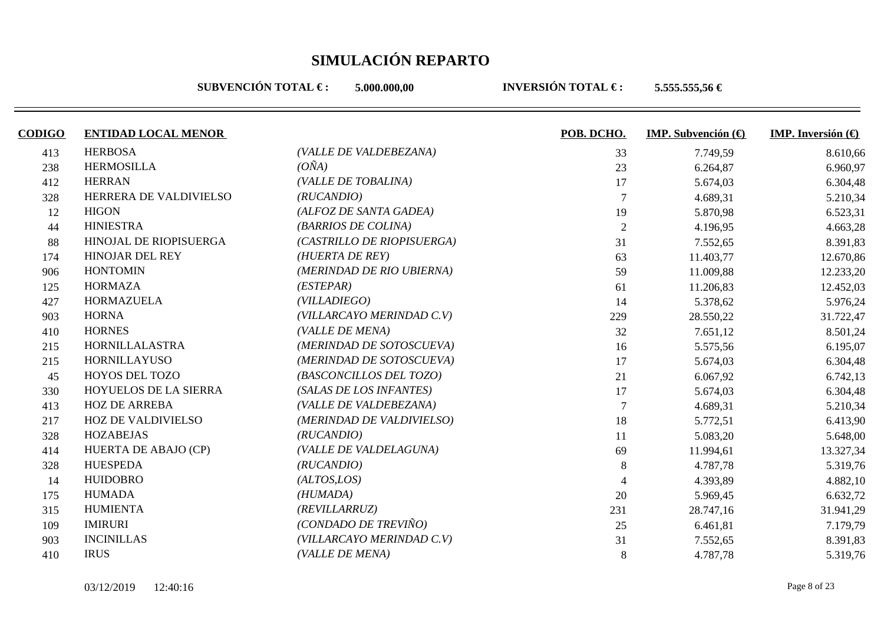# SIMULACIÓN REPARTO

**SUBVENCIÓN TOTAL € :** **5.000.000,00** **INVERSIÓN TOTAL € :** **5.555.555,56 €**

| CODIGO | ENTIDAD LOCAL MENOR | | POB. DCHO. | IMP. Subvención (€) | IMP. Inversión (€) |
|---|---|---|---|---|---|
| 413 | HERBOSA | *(VALLE DE VALDEBEZANA)* | 33 | 7.749,59 | 8.610,66 |
| 238 | HERMOSILLA | *(OÑA)* | 23 | 6.264,87 | 6.960,97 |
| 412 | HERRAN | *(VALLE DE TOBALINA)* | 17 | 5.674,03 | 6.304,48 |
| 328 | HERRERA DE VALDIVIELSO | *(RUCANDIO)* | 7 | 4.689,31 | 5.210,34 |
| 12 | HIGON | *(ALFOZ DE SANTA GADEA)* | 19 | 5.870,98 | 6.523,31 |
| 44 | HINIESTRA | *(BARRIOS DE COLINA)* | 2 | 4.196,95 | 4.663,28 |
| 88 | HINOJAL DE RIOPISUERGA | *(CASTRILLO DE RIOPISUERGA)* | 31 | 7.552,65 | 8.391,83 |
| 174 | HINOJAR DEL REY | *(HUERTA DE REY)* | 63 | 11.403,77 | 12.670,86 |
| 906 | HONTOMIN | *(MERINDAD DE RIO UBIERNA)* | 59 | 11.009,88 | 12.233,20 |
| 125 | HORMAZA | *(ESTEPAR)* | 61 | 11.206,83 | 12.452,03 |
| 427 | HORMAZUELA | *(VILLADIEGO)* | 14 | 5.378,62 | 5.976,24 |
| 903 | HORNA | *(VILLARCAYO MERINDAD C.V)* | 229 | 28.550,22 | 31.722,47 |
| 410 | HORNES | *(VALLE DE MENA)* | 32 | 7.651,12 | 8.501,24 |
| 215 | HORNILLALASTRA | *(MERINDAD DE SOTOSCUEVA)* | 16 | 5.575,56 | 6.195,07 |
| 215 | HORNILLAYUSO | *(MERINDAD DE SOTOSCUEVA)* | 17 | 5.674,03 | 6.304,48 |
| 45 | HOYOS DEL TOZO | *(BASCONCILLOS DEL TOZO)* | 21 | 6.067,92 | 6.742,13 |
| 330 | HOYUELOS DE LA SIERRA | *(SALAS DE LOS INFANTES)* | 17 | 5.674,03 | 6.304,48 |
| 413 | HOZ DE ARREBA | *(VALLE DE VALDEBEZANA)* | 7 | 4.689,31 | 5.210,34 |
| 217 | HOZ DE VALDIVIELSO | *(MERINDAD DE VALDIVIELSO)* | 18 | 5.772,51 | 6.413,90 |
| 328 | HOZABEJAS | *(RUCANDIO)* | 11 | 5.083,20 | 5.648,00 |
| 414 | HUERTA DE ABAJO (CP) | *(VALLE DE VALDELAGUNA)* | 69 | 11.994,61 | 13.327,34 |
| 328 | HUESPEDA | *(RUCANDIO)* | 8 | 4.787,78 | 5.319,76 |
| 14 | HUIDOBRO | *(ALTOS,LOS)* | 4 | 4.393,89 | 4.882,10 |
| 175 | HUMADA | *(HUMADA)* | 20 | 5.969,45 | 6.632,72 |
| 315 | HUMIENTA | *(REVILLARRUZ)* | 231 | 28.747,16 | 31.941,29 |
| 109 | IMIRURI | *(CONDADO DE TREVIÑO)* | 25 | 6.461,81 | 7.179,79 |
| 903 | INCINILLAS | *(VILLARCAYO MERINDAD C.V)* | 31 | 7.552,65 | 8.391,83 |
| 410 | IRUS | *(VALLE DE MENA)* | 8 | 4.787,78 | 5.319,76 |

03/12/2019 12:40:16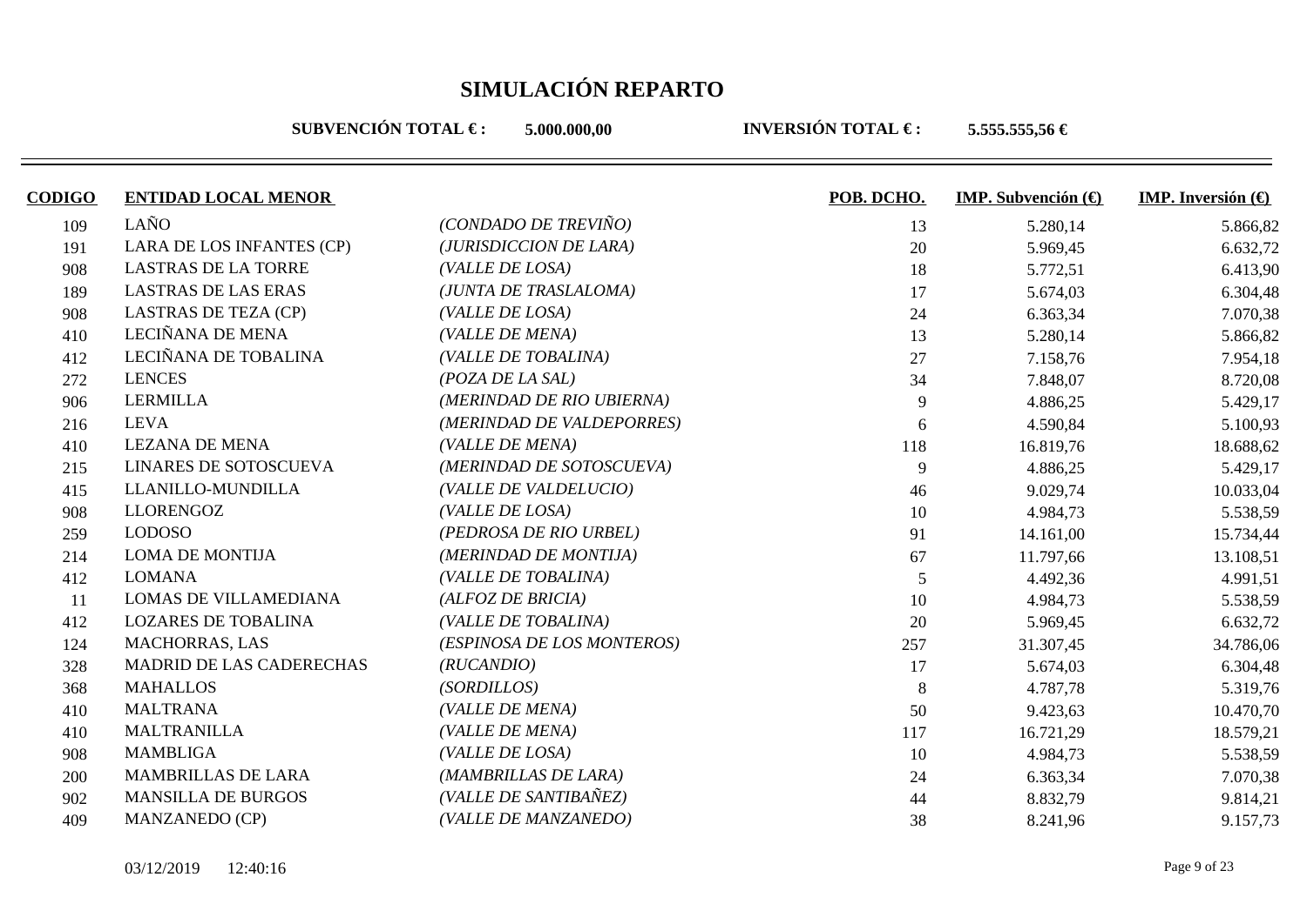# SIMULACIÓN REPARTO

**SUBVENCIÓN TOTAL € :** **5.000.000,00** **INVERSIÓN TOTAL € :** **5.555.555,56 €**

| CODIGO | ENTIDAD LOCAL MENOR | | POB. DCHO. | IMP. Subvención (€) | IMP. Inversión (€) |
|---|---|---|---|---|---|
| 109 | LAÑO | *(CONDADO DE TREVIÑO)* | 13 | 5.280,14 | 5.866,82 |
| 191 | LARA DE LOS INFANTES (CP) | *(JURISDICCION DE LARA)* | 20 | 5.969,45 | 6.632,72 |
| 908 | LASTRAS DE LA TORRE | *(VALLE DE LOSA)* | 18 | 5.772,51 | 6.413,90 |
| 189 | LASTRAS DE LAS ERAS | *(JUNTA DE TRASLALOMA)* | 17 | 5.674,03 | 6.304,48 |
| 908 | LASTRAS DE TEZA (CP) | *(VALLE DE LOSA)* | 24 | 6.363,34 | 7.070,38 |
| 410 | LECIÑANA DE MENA | *(VALLE DE MENA)* | 13 | 5.280,14 | 5.866,82 |
| 412 | LECIÑANA DE TOBALINA | *(VALLE DE TOBALINA)* | 27 | 7.158,76 | 7.954,18 |
| 272 | LENCES | *(POZA DE LA SAL)* | 34 | 7.848,07 | 8.720,08 |
| 906 | LERMILLA | *(MERINDAD DE RIO UBIERNA)* | 9 | 4.886,25 | 5.429,17 |
| 216 | LEVA | *(MERINDAD DE VALDEPORRES)* | 6 | 4.590,84 | 5.100,93 |
| 410 | LEZANA DE MENA | *(VALLE DE MENA)* | 118 | 16.819,76 | 18.688,62 |
| 215 | LINARES DE SOTOSCUEVA | *(MERINDAD DE SOTOSCUEVA)* | 9 | 4.886,25 | 5.429,17 |
| 415 | LLANILLO-MUNDILLA | *(VALLE DE VALDELUCIO)* | 46 | 9.029,74 | 10.033,04 |
| 908 | LLORENGOZ | *(VALLE DE LOSA)* | 10 | 4.984,73 | 5.538,59 |
| 259 | LODOSO | *(PEDROSA DE RIO URBEL)* | 91 | 14.161,00 | 15.734,44 |
| 214 | LOMA DE MONTIJA | *(MERINDAD DE MONTIJA)* | 67 | 11.797,66 | 13.108,51 |
| 412 | LOMANA | *(VALLE DE TOBALINA)* | 5 | 4.492,36 | 4.991,51 |
| 11 | LOMAS DE VILLAMEDIANA | *(ALFOZ DE BRICIA)* | 10 | 4.984,73 | 5.538,59 |
| 412 | LOZARES DE TOBALINA | *(VALLE DE TOBALINA)* | 20 | 5.969,45 | 6.632,72 |
| 124 | MACHORRAS, LAS | *(ESPINOSA DE LOS MONTEROS)* | 257 | 31.307,45 | 34.786,06 |
| 328 | MADRID DE LAS CADERECHAS | *(RUCANDIO)* | 17 | 5.674,03 | 6.304,48 |
| 368 | MAHALLOS | *(SORDILLOS)* | 8 | 4.787,78 | 5.319,76 |
| 410 | MALTRANA | *(VALLE DE MENA)* | 50 | 9.423,63 | 10.470,70 |
| 410 | MALTRANILLA | *(VALLE DE MENA)* | 117 | 16.721,29 | 18.579,21 |
| 908 | MAMBLIGA | *(VALLE DE LOSA)* | 10 | 4.984,73 | 5.538,59 |
| 200 | MAMBRILLAS DE LARA | *(MAMBRILLAS DE LARA)* | 24 | 6.363,34 | 7.070,38 |
| 902 | MANSILLA DE BURGOS | *(VALLE DE SANTIBAÑEZ)* | 44 | 8.832,79 | 9.814,21 |
| 409 | MANZANEDO (CP) | *(VALLE DE MANZANEDO)* | 38 | 8.241,96 | 9.157,73 |

03/12/2019 12:40:16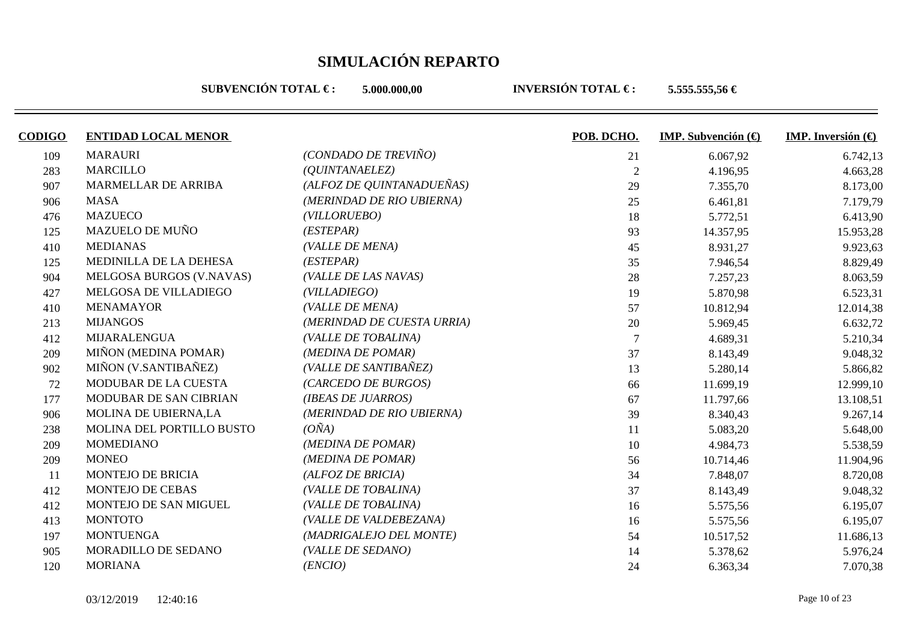# SIMULACIÓN REPARTO

**SUBVENCIÓN TOTAL € :** **5.000.000,00** **INVERSIÓN TOTAL € :** **5.555.555,56 €**

| CODIGO | ENTIDAD LOCAL MENOR | | POB. DCHO. | IMP. Subvención (€) | IMP. Inversión (€) |
|---|---|---|---|---|---|
| 109 | MARAURI | *(CONDADO DE TREVIÑO)* | 21 | 6.067,92 | 6.742,13 |
| 283 | MARCILLO | *(QUINTANAELEZ)* | 2 | 4.196,95 | 4.663,28 |
| 907 | MARMELLAR DE ARRIBA | *(ALFOZ DE QUINTANADUEÑAS)* | 29 | 7.355,70 | 8.173,00 |
| 906 | MASA | *(MERINDAD DE RIO UBIERNA)* | 25 | 6.461,81 | 7.179,79 |
| 476 | MAZUECO | *(VILLORUEBO)* | 18 | 5.772,51 | 6.413,90 |
| 125 | MAZUELO DE MUÑO | *(ESTEPAR)* | 93 | 14.357,95 | 15.953,28 |
| 410 | MEDIANAS | *(VALLE DE MENA)* | 45 | 8.931,27 | 9.923,63 |
| 125 | MEDINILLA DE LA DEHESA | *(ESTEPAR)* | 35 | 7.946,54 | 8.829,49 |
| 904 | MELGOSA BURGOS (V.NAVAS) | *(VALLE DE LAS NAVAS)* | 28 | 7.257,23 | 8.063,59 |
| 427 | MELGOSA DE VILLADIEGO | *(VILLADIEGO)* | 19 | 5.870,98 | 6.523,31 |
| 410 | MENAMAYOR | *(VALLE DE MENA)* | 57 | 10.812,94 | 12.014,38 |
| 213 | MIJANGOS | *(MERINDAD DE CUESTA URRIA)* | 20 | 5.969,45 | 6.632,72 |
| 412 | MIJARALENGUA | *(VALLE DE TOBALINA)* | 7 | 4.689,31 | 5.210,34 |
| 209 | MIÑON (MEDINA POMAR) | *(MEDINA DE POMAR)* | 37 | 8.143,49 | 9.048,32 |
| 902 | MIÑON (V.SANTIBAÑEZ) | *(VALLE DE SANTIBAÑEZ)* | 13 | 5.280,14 | 5.866,82 |
| 72 | MODUBAR DE LA CUESTA | *(CARCEDO DE BURGOS)* | 66 | 11.699,19 | 12.999,10 |
| 177 | MODUBAR DE SAN CIBRIAN | *(IBEAS DE JUARROS)* | 67 | 11.797,66 | 13.108,51 |
| 906 | MOLINA DE UBIERNA,LA | *(MERINDAD DE RIO UBIERNA)* | 39 | 8.340,43 | 9.267,14 |
| 238 | MOLINA DEL PORTILLO BUSTO | *(OÑA)* | 11 | 5.083,20 | 5.648,00 |
| 209 | MOMEDIANO | *(MEDINA DE POMAR)* | 10 | 4.984,73 | 5.538,59 |
| 209 | MONEO | *(MEDINA DE POMAR)* | 56 | 10.714,46 | 11.904,96 |
| 11 | MONTEJO DE BRICIA | *(ALFOZ DE BRICIA)* | 34 | 7.848,07 | 8.720,08 |
| 412 | MONTEJO DE CEBAS | *(VALLE DE TOBALINA)* | 37 | 8.143,49 | 9.048,32 |
| 412 | MONTEJO DE SAN MIGUEL | *(VALLE DE TOBALINA)* | 16 | 5.575,56 | 6.195,07 |
| 413 | MONTOTO | *(VALLE DE VALDEBEZANA)* | 16 | 5.575,56 | 6.195,07 |
| 197 | MONTUENGA | *(MADRIGALEJO DEL MONTE)* | 54 | 10.517,52 | 11.686,13 |
| 905 | MORADILLO DE SEDANO | *(VALLE DE SEDANO)* | 14 | 5.378,62 | 5.976,24 |
| 120 | MORIANA | *(ENCIO)* | 24 | 6.363,34 | 7.070,38 |

03/12/2019 12:40:16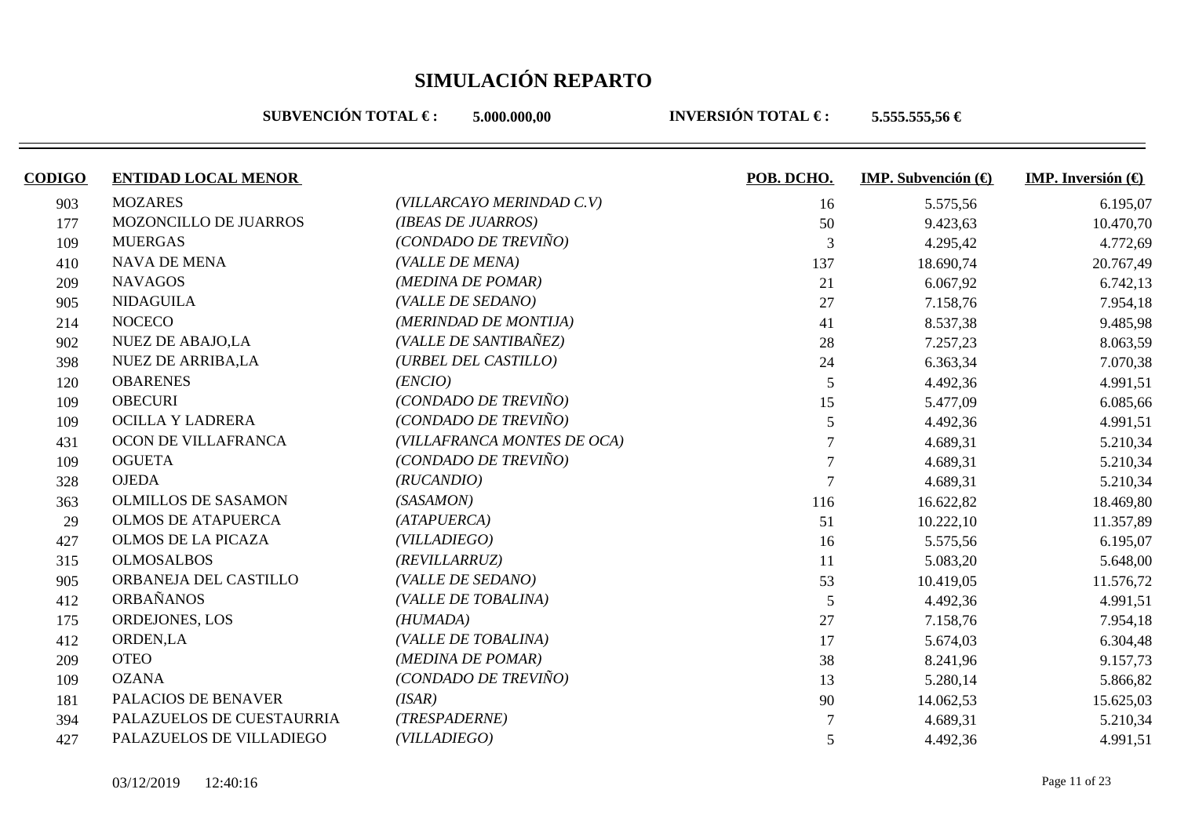# SIMULACIÓN REPARTO

**SUBVENCIÓN TOTAL € :** **5.000.000,00** **INVERSIÓN TOTAL € :** **5.555.555,56 €**

| CODIGO | ENTIDAD LOCAL MENOR | | POB. DCHO. | IMP. Subvención (€) | IMP. Inversión (€) |
|---|---|---|---|---|---|
| 903 | MOZARES | *(VILLARCAYO MERINDAD C.V)* | 16 | 5.575,56 | 6.195,07 |
| 177 | MOZONCILLO DE JUARROS | *(IBEAS DE JUARROS)* | 50 | 9.423,63 | 10.470,70 |
| 109 | MUERGAS | *(CONDADO DE TREVIÑO)* | 3 | 4.295,42 | 4.772,69 |
| 410 | NAVA DE MENA | *(VALLE DE MENA)* | 137 | 18.690,74 | 20.767,49 |
| 209 | NAVAGOS | *(MEDINA DE POMAR)* | 21 | 6.067,92 | 6.742,13 |
| 905 | NIDAGUILA | *(VALLE DE SEDANO)* | 27 | 7.158,76 | 7.954,18 |
| 214 | NOCECO | *(MERINDAD DE MONTIJA)* | 41 | 8.537,38 | 9.485,98 |
| 902 | NUEZ DE ABAJO,LA | *(VALLE DE SANTIBAÑEZ)* | 28 | 7.257,23 | 8.063,59 |
| 398 | NUEZ DE ARRIBA,LA | *(URBEL DEL CASTILLO)* | 24 | 6.363,34 | 7.070,38 |
| 120 | OBARENES | *(ENCIO)* | 5 | 4.492,36 | 4.991,51 |
| 109 | OBECURI | *(CONDADO DE TREVIÑO)* | 15 | 5.477,09 | 6.085,66 |
| 109 | OCILLA Y LADRERA | *(CONDADO DE TREVIÑO)* | 5 | 4.492,36 | 4.991,51 |
| 431 | OCON DE VILLAFRANCA | *(VILLAFRANCA MONTES DE OCA)* | 7 | 4.689,31 | 5.210,34 |
| 109 | OGUETA | *(CONDADO DE TREVIÑO)* | 7 | 4.689,31 | 5.210,34 |
| 328 | OJEDA | *(RUCANDIO)* | 7 | 4.689,31 | 5.210,34 |
| 363 | OLMILLOS DE SASAMON | *(SASAMON)* | 116 | 16.622,82 | 18.469,80 |
| 29 | OLMOS DE ATAPUERCA | *(ATAPUERCA)* | 51 | 10.222,10 | 11.357,89 |
| 427 | OLMOS DE LA PICAZA | *(VILLADIEGO)* | 16 | 5.575,56 | 6.195,07 |
| 315 | OLMOSALBOS | *(REVILLARRUZ)* | 11 | 5.083,20 | 5.648,00 |
| 905 | ORBANEJA DEL CASTILLO | *(VALLE DE SEDANO)* | 53 | 10.419,05 | 11.576,72 |
| 412 | ORBAÑANOS | *(VALLE DE TOBALINA)* | 5 | 4.492,36 | 4.991,51 |
| 175 | ORDEJONES, LOS | *(HUMADA)* | 27 | 7.158,76 | 7.954,18 |
| 412 | ORDEN,LA | *(VALLE DE TOBALINA)* | 17 | 5.674,03 | 6.304,48 |
| 209 | OTEO | *(MEDINA DE POMAR)* | 38 | 8.241,96 | 9.157,73 |
| 109 | OZANA | *(CONDADO DE TREVIÑO)* | 13 | 5.280,14 | 5.866,82 |
| 181 | PALACIOS DE BENAVER | *(ISAR)* | 90 | 14.062,53 | 15.625,03 |
| 394 | PALAZUELOS DE CUESTAURRIA | *(TRESPADERNE)* | 7 | 4.689,31 | 5.210,34 |
| 427 | PALAZUELOS DE VILLADIEGO | *(VILLADIEGO)* | 5 | 4.492,36 | 4.991,51 |

03/12/2019 12:40:16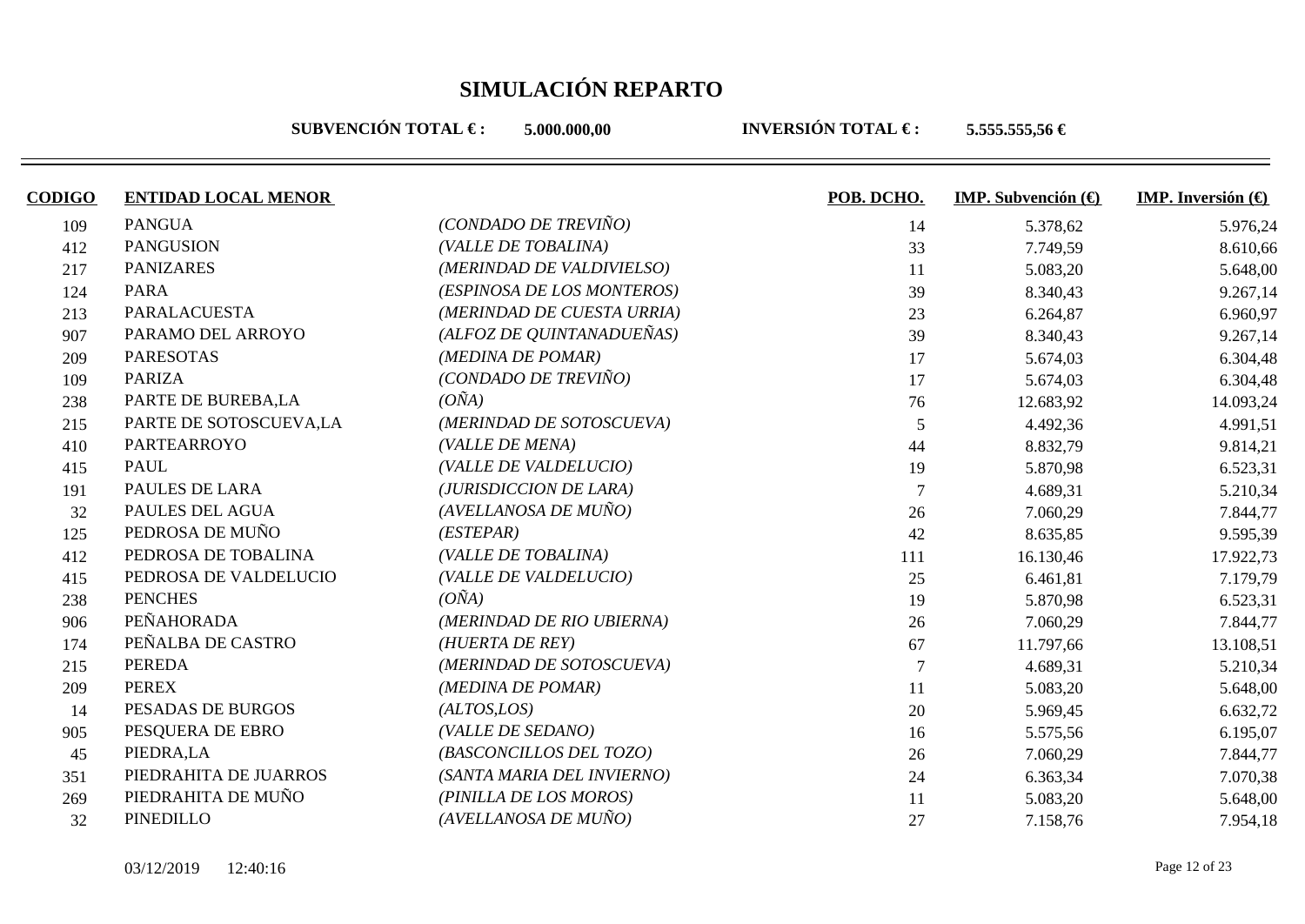# SIMULACIÓN REPARTO

**SUBVENCIÓN TOTAL € :** **5.000.000,00** **INVERSIÓN TOTAL € :** **5.555.555,56 €**

| CODIGO | ENTIDAD LOCAL MENOR | | POB. DCHO. | IMP. Subvención (€) | IMP. Inversión (€) |
|---|---|---|---|---|---|
| 109 | PANGUA | *(CONDADO DE TREVIÑO)* | 14 | 5.378,62 | 5.976,24 |
| 412 | PANGUSION | *(VALLE DE TOBALINA)* | 33 | 7.749,59 | 8.610,66 |
| 217 | PANIZARES | *(MERINDAD DE VALDIVIELSO)* | 11 | 5.083,20 | 5.648,00 |
| 124 | PARA | *(ESPINOSA DE LOS MONTEROS)* | 39 | 8.340,43 | 9.267,14 |
| 213 | PARALACUESTA | *(MERINDAD DE CUESTA URRIA)* | 23 | 6.264,87 | 6.960,97 |
| 907 | PARAMO DEL ARROYO | *(ALFOZ DE QUINTANADUEÑAS)* | 39 | 8.340,43 | 9.267,14 |
| 209 | PARESOTAS | *(MEDINA DE POMAR)* | 17 | 5.674,03 | 6.304,48 |
| 109 | PARIZA | *(CONDADO DE TREVIÑO)* | 17 | 5.674,03 | 6.304,48 |
| 238 | PARTE DE BUREBA,LA | *(OÑA)* | 76 | 12.683,92 | 14.093,24 |
| 215 | PARTE DE SOTOSCUEVA,LA | *(MERINDAD DE SOTOSCUEVA)* | 5 | 4.492,36 | 4.991,51 |
| 410 | PARTEARROYO | *(VALLE DE MENA)* | 44 | 8.832,79 | 9.814,21 |
| 415 | PAUL | *(VALLE DE VALDELUCIO)* | 19 | 5.870,98 | 6.523,31 |
| 191 | PAULES DE LARA | *(JURISDICCION DE LARA)* | 7 | 4.689,31 | 5.210,34 |
| 32 | PAULES DEL AGUA | *(AVELLANOSA DE MUÑO)* | 26 | 7.060,29 | 7.844,77 |
| 125 | PEDROSA DE MUÑO | *(ESTEPAR)* | 42 | 8.635,85 | 9.595,39 |
| 412 | PEDROSA DE TOBALINA | *(VALLE DE TOBALINA)* | 111 | 16.130,46 | 17.922,73 |
| 415 | PEDROSA DE VALDELUCIO | *(VALLE DE VALDELUCIO)* | 25 | 6.461,81 | 7.179,79 |
| 238 | PENCHES | *(OÑA)* | 19 | 5.870,98 | 6.523,31 |
| 906 | PEÑAHORADA | *(MERINDAD DE RIO UBIERNA)* | 26 | 7.060,29 | 7.844,77 |
| 174 | PEÑALBA DE CASTRO | *(HUERTA DE REY)* | 67 | 11.797,66 | 13.108,51 |
| 215 | PEREDA | *(MERINDAD DE SOTOSCUEVA)* | 7 | 4.689,31 | 5.210,34 |
| 209 | PEREX | *(MEDINA DE POMAR)* | 11 | 5.083,20 | 5.648,00 |
| 14 | PESADAS DE BURGOS | *(ALTOS,LOS)* | 20 | 5.969,45 | 6.632,72 |
| 905 | PESQUERA DE EBRO | *(VALLE DE SEDANO)* | 16 | 5.575,56 | 6.195,07 |
| 45 | PIEDRA,LA | *(BASCONCILLOS DEL TOZO)* | 26 | 7.060,29 | 7.844,77 |
| 351 | PIEDRAHITA DE JUARROS | *(SANTA MARIA DEL INVIERNO)* | 24 | 6.363,34 | 7.070,38 |
| 269 | PIEDRAHITA DE MUÑO | *(PINILLA DE LOS MOROS)* | 11 | 5.083,20 | 5.648,00 |
| 32 | PINEDILLO | *(AVELLANOSA DE MUÑO)* | 27 | 7.158,76 | 7.954,18 |

03/12/2019 12:40:16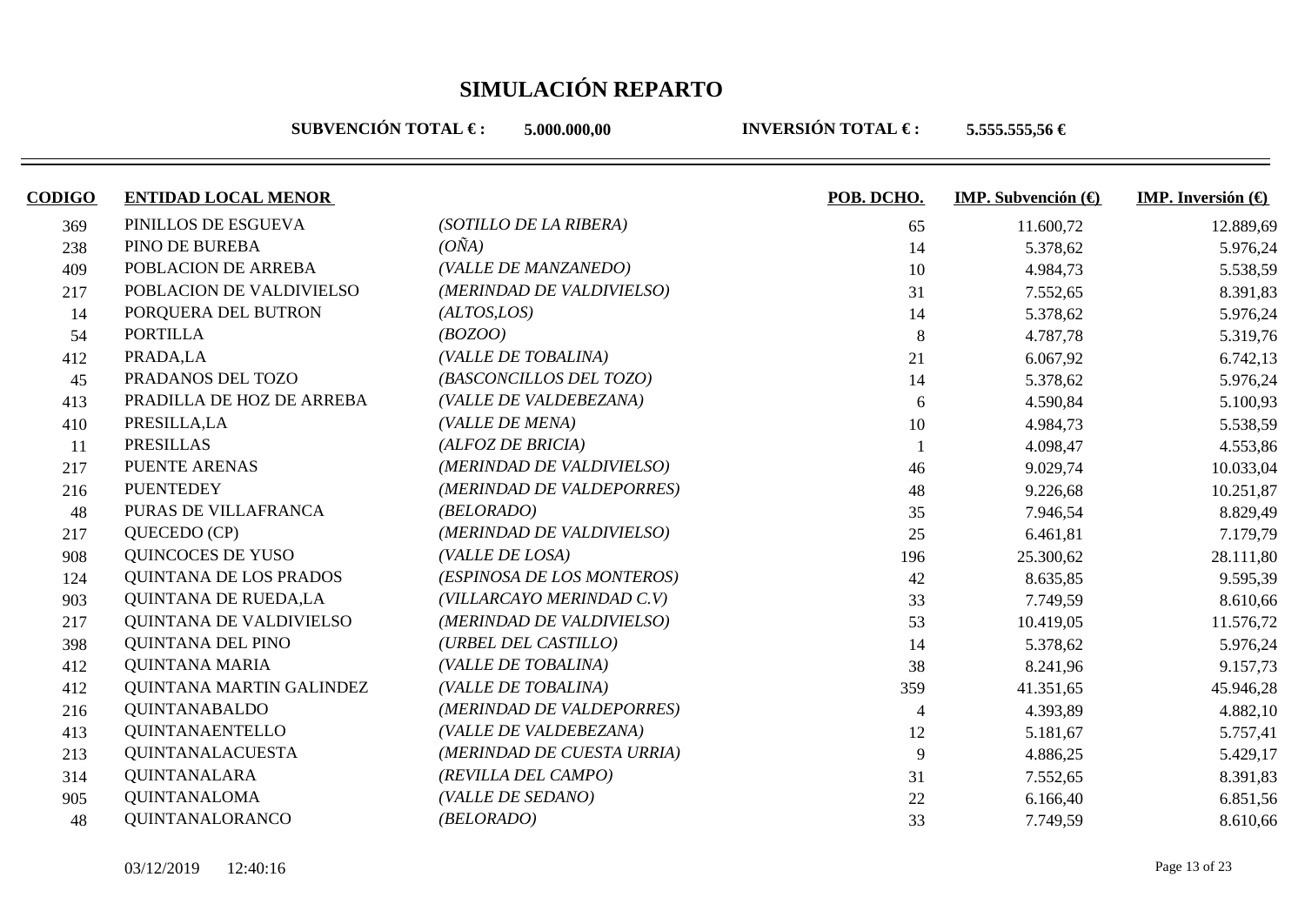# SIMULACIÓN REPARTO

**SUBVENCIÓN TOTAL € :** **5.000.000,00** **INVERSIÓN TOTAL € :** **5.555.555,56 €**

| CODIGO | ENTIDAD LOCAL MENOR | | POB. DCHO. | IMP. Subvención (€) | IMP. Inversión (€) |
|---|---|---|---|---|---|
| 369 | PINILLOS DE ESGUEVA | *(SOTILLO DE LA RIBERA)* | 65 | 11.600,72 | 12.889,69 |
| 238 | PINO DE BUREBA | *(OÑA)* | 14 | 5.378,62 | 5.976,24 |
| 409 | POBLACION DE ARREBA | *(VALLE DE MANZANEDO)* | 10 | 4.984,73 | 5.538,59 |
| 217 | POBLACION DE VALDIVIELSO | *(MERINDAD DE VALDIVIELSO)* | 31 | 7.552,65 | 8.391,83 |
| 14 | PORQUERA DEL BUTRON | *(ALTOS,LOS)* | 14 | 5.378,62 | 5.976,24 |
| 54 | PORTILLA | *(BOZOO)* | 8 | 4.787,78 | 5.319,76 |
| 412 | PRADA,LA | *(VALLE DE TOBALINA)* | 21 | 6.067,92 | 6.742,13 |
| 45 | PRADANOS DEL TOZO | *(BASCONCILLOS DEL TOZO)* | 14 | 5.378,62 | 5.976,24 |
| 413 | PRADILLA DE HOZ DE ARREBA | *(VALLE DE VALDEBEZANA)* | 6 | 4.590,84 | 5.100,93 |
| 410 | PRESILLA,LA | *(VALLE DE MENA)* | 10 | 4.984,73 | 5.538,59 |
| 11 | PRESILLAS | *(ALFOZ DE BRICIA)* | 1 | 4.098,47 | 4.553,86 |
| 217 | PUENTE ARENAS | *(MERINDAD DE VALDIVIELSO)* | 46 | 9.029,74 | 10.033,04 |
| 216 | PUENTEDEY | *(MERINDAD DE VALDEPORRES)* | 48 | 9.226,68 | 10.251,87 |
| 48 | PURAS DE VILLAFRANCA | *(BELORADO)* | 35 | 7.946,54 | 8.829,49 |
| 217 | QUECEDO (CP) | *(MERINDAD DE VALDIVIELSO)* | 25 | 6.461,81 | 7.179,79 |
| 908 | QUINCOCES DE YUSO | *(VALLE DE LOSA)* | 196 | 25.300,62 | 28.111,80 |
| 124 | QUINTANA DE LOS PRADOS | *(ESPINOSA DE LOS MONTEROS)* | 42 | 8.635,85 | 9.595,39 |
| 903 | QUINTANA DE RUEDA,LA | *(VILLARCAYO MERINDAD C.V)* | 33 | 7.749,59 | 8.610,66 |
| 217 | QUINTANA DE VALDIVIELSO | *(MERINDAD DE VALDIVIELSO)* | 53 | 10.419,05 | 11.576,72 |
| 398 | QUINTANA DEL PINO | *(URBEL DEL CASTILLO)* | 14 | 5.378,62 | 5.976,24 |
| 412 | QUINTANA MARIA | *(VALLE DE TOBALINA)* | 38 | 8.241,96 | 9.157,73 |
| 412 | QUINTANA MARTIN GALINDEZ | *(VALLE DE TOBALINA)* | 359 | 41.351,65 | 45.946,28 |
| 216 | QUINTANABALDO | *(MERINDAD DE VALDEPORRES)* | 4 | 4.393,89 | 4.882,10 |
| 413 | QUINTANAENTELLO | *(VALLE DE VALDEBEZANA)* | 12 | 5.181,67 | 5.757,41 |
| 213 | QUINTANALACUESTA | *(MERINDAD DE CUESTA URRIA)* | 9 | 4.886,25 | 5.429,17 |
| 314 | QUINTANALARA | *(REVILLA DEL CAMPO)* | 31 | 7.552,65 | 8.391,83 |
| 905 | QUINTANALOMA | *(VALLE DE SEDANO)* | 22 | 6.166,40 | 6.851,56 |
| 48 | QUINTANALORANCO | *(BELORADO)* | 33 | 7.749,59 | 8.610,66 |

03/12/2019 12:40:16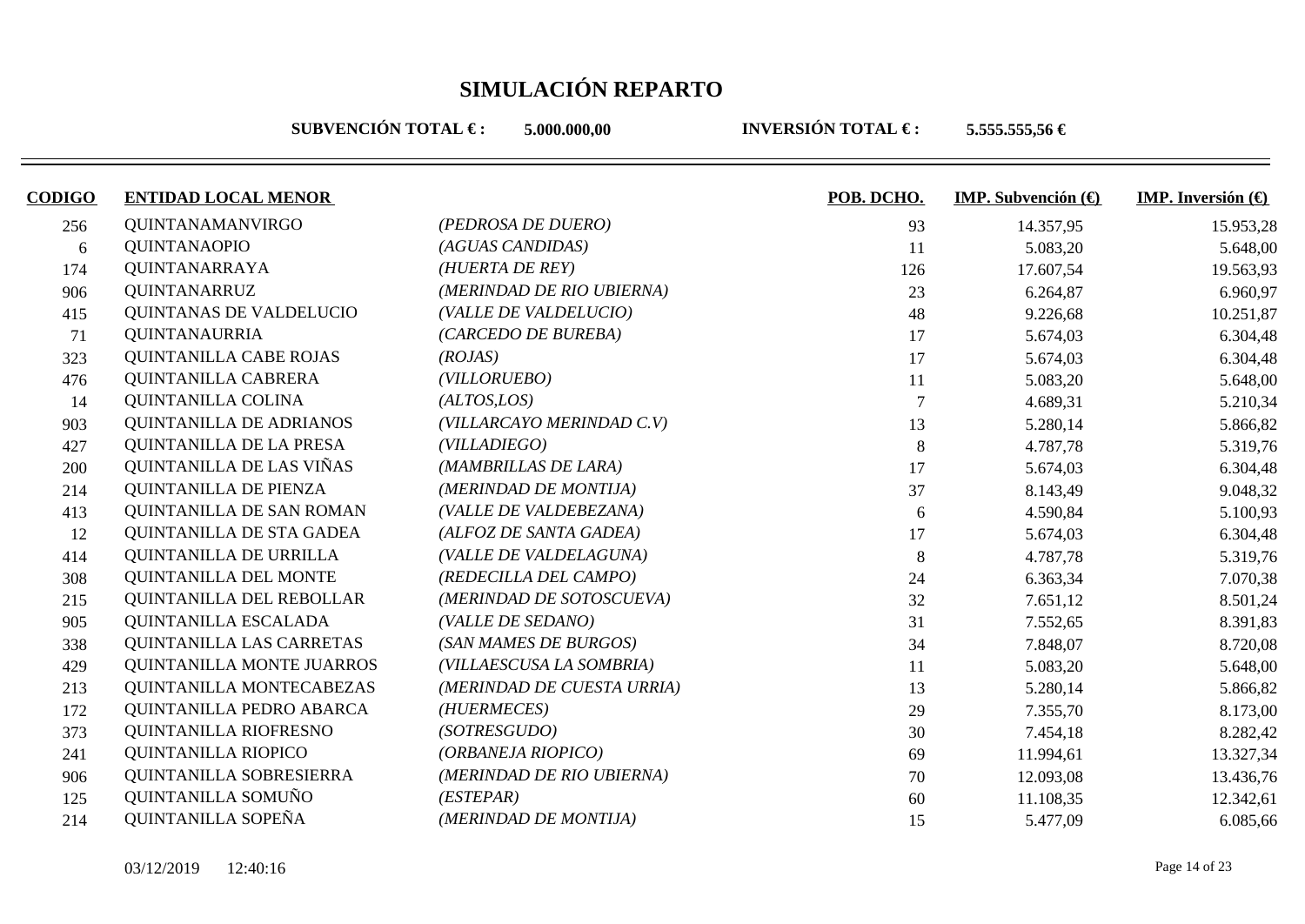# SIMULACIÓN REPARTO

**SUBVENCIÓN TOTAL € :** **5.000.000,00** **INVERSIÓN TOTAL € :** **5.555.555,56 €**

| CODIGO | ENTIDAD LOCAL MENOR | | POB. DCHO. | IMP. Subvención (€) | IMP. Inversión (€) |
|---|---|---|---|---|---|
| 256 | QUINTANAMANVIRGO | *(PEDROSA DE DUERO)* | 93 | 14.357,95 | 15.953,28 |
| 6 | QUINTANAOPIO | *(AGUAS CANDIDAS)* | 11 | 5.083,20 | 5.648,00 |
| 174 | QUINTANARRAYA | *(HUERTA DE REY)* | 126 | 17.607,54 | 19.563,93 |
| 906 | QUINTANARRUZ | *(MERINDAD DE RIO UBIERNA)* | 23 | 6.264,87 | 6.960,97 |
| 415 | QUINTANAS DE VALDELUCIO | *(VALLE DE VALDELUCIO)* | 48 | 9.226,68 | 10.251,87 |
| 71 | QUINTANAURRIA | *(CARCEDO DE BUREBA)* | 17 | 5.674,03 | 6.304,48 |
| 323 | QUINTANILLA CABE ROJAS | *(ROJAS)* | 17 | 5.674,03 | 6.304,48 |
| 476 | QUINTANILLA CABRERA | *(VILLORUEBO)* | 11 | 5.083,20 | 5.648,00 |
| 14 | QUINTANILLA COLINA | *(ALTOS,LOS)* | 7 | 4.689,31 | 5.210,34 |
| 903 | QUINTANILLA DE ADRIANOS | *(VILLARCAYO MERINDAD C.V)* | 13 | 5.280,14 | 5.866,82 |
| 427 | QUINTANILLA DE LA PRESA | *(VILLADIEGO)* | 8 | 4.787,78 | 5.319,76 |
| 200 | QUINTANILLA DE LAS VIÑAS | *(MAMBRILLAS DE LARA)* | 17 | 5.674,03 | 6.304,48 |
| 214 | QUINTANILLA DE PIENZA | *(MERINDAD DE MONTIJA)* | 37 | 8.143,49 | 9.048,32 |
| 413 | QUINTANILLA DE SAN ROMAN | *(VALLE DE VALDEBEZANA)* | 6 | 4.590,84 | 5.100,93 |
| 12 | QUINTANILLA DE STA GADEA | *(ALFOZ DE SANTA GADEA)* | 17 | 5.674,03 | 6.304,48 |
| 414 | QUINTANILLA DE URRILLA | *(VALLE DE VALDELAGUNA)* | 8 | 4.787,78 | 5.319,76 |
| 308 | QUINTANILLA DEL MONTE | *(REDECILLA DEL CAMPO)* | 24 | 6.363,34 | 7.070,38 |
| 215 | QUINTANILLA DEL REBOLLAR | *(MERINDAD DE SOTOSCUEVA)* | 32 | 7.651,12 | 8.501,24 |
| 905 | QUINTANILLA ESCALADA | *(VALLE DE SEDANO)* | 31 | 7.552,65 | 8.391,83 |
| 338 | QUINTANILLA LAS CARRETAS | *(SAN MAMES DE BURGOS)* | 34 | 7.848,07 | 8.720,08 |
| 429 | QUINTANILLA MONTE JUARROS | *(VILLAESCUSA LA SOMBRIA)* | 11 | 5.083,20 | 5.648,00 |
| 213 | QUINTANILLA MONTECABEZAS | *(MERINDAD DE CUESTA URRIA)* | 13 | 5.280,14 | 5.866,82 |
| 172 | QUINTANILLA PEDRO ABARCA | *(HUERMECES)* | 29 | 7.355,70 | 8.173,00 |
| 373 | QUINTANILLA RIOFRESNO | *(SOTRESGUDO)* | 30 | 7.454,18 | 8.282,42 |
| 241 | QUINTANILLA RIOPICO | *(ORBANEJA RIOPICO)* | 69 | 11.994,61 | 13.327,34 |
| 906 | QUINTANILLA SOBRESIERRA | *(MERINDAD DE RIO UBIERNA)* | 70 | 12.093,08 | 13.436,76 |
| 125 | QUINTANILLA SOMUÑO | *(ESTEPAR)* | 60 | 11.108,35 | 12.342,61 |
| 214 | QUINTANILLA SOPEÑA | *(MERINDAD DE MONTIJA)* | 15 | 5.477,09 | 6.085,66 |

03/12/2019 12:40:16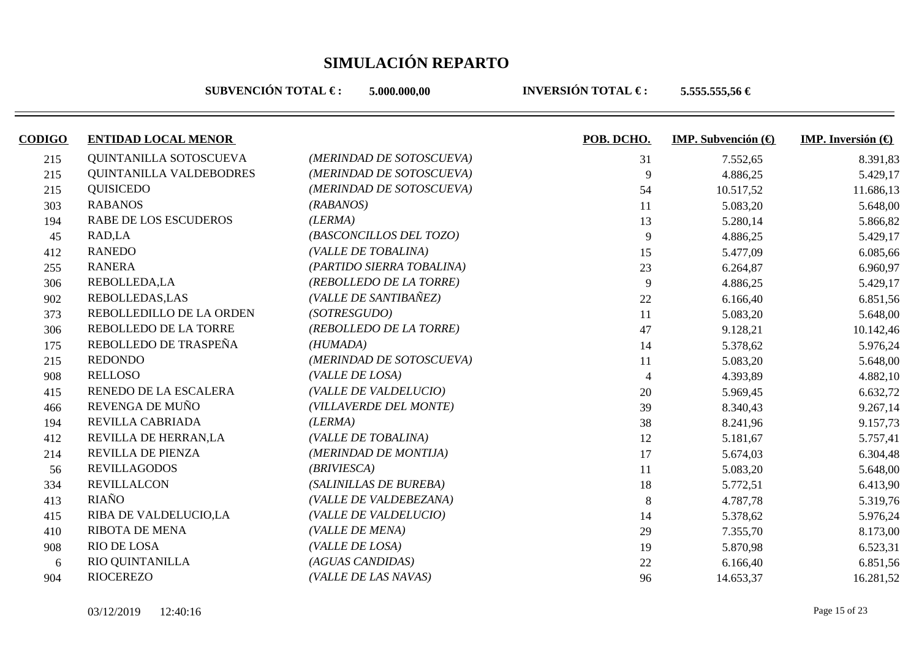# SIMULACIÓN REPARTO

**SUBVENCIÓN TOTAL € :** **5.000.000,00** **INVERSIÓN TOTAL € :** **5.555.555,56 €**

| CODIGO | ENTIDAD LOCAL MENOR | | POB. DCHO. | IMP. Subvención (€) | IMP. Inversión (€) |
|---|---|---|---|---|---|
| 215 | QUINTANILLA SOTOSCUEVA | *(MERINDAD DE SOTOSCUEVA)* | 31 | 7.552,65 | 8.391,83 |
| 215 | QUINTANILLA VALDEBODRES | *(MERINDAD DE SOTOSCUEVA)* | 9 | 4.886,25 | 5.429,17 |
| 215 | QUISICEDO | *(MERINDAD DE SOTOSCUEVA)* | 54 | 10.517,52 | 11.686,13 |
| 303 | RABANOS | *(RABANOS)* | 11 | 5.083,20 | 5.648,00 |
| 194 | RABE DE LOS ESCUDEROS | *(LERMA)* | 13 | 5.280,14 | 5.866,82 |
| 45 | RAD,LA | *(BASCONCILLOS DEL TOZO)* | 9 | 4.886,25 | 5.429,17 |
| 412 | RANEDO | *(VALLE DE TOBALINA)* | 15 | 5.477,09 | 6.085,66 |
| 255 | RANERA | *(PARTIDO SIERRA TOBALINA)* | 23 | 6.264,87 | 6.960,97 |
| 306 | REBOLLEDA,LA | *(REBOLLEDO DE LA TORRE)* | 9 | 4.886,25 | 5.429,17 |
| 902 | REBOLLEDAS,LAS | *(VALLE DE SANTIBAÑEZ)* | 22 | 6.166,40 | 6.851,56 |
| 373 | REBOLLEDILLO DE LA ORDEN | *(SOTRESGUDO)* | 11 | 5.083,20 | 5.648,00 |
| 306 | REBOLLEDO DE LA TORRE | *(REBOLLEDO DE LA TORRE)* | 47 | 9.128,21 | 10.142,46 |
| 175 | REBOLLEDO DE TRASPEÑA | *(HUMADA)* | 14 | 5.378,62 | 5.976,24 |
| 215 | REDONDO | *(MERINDAD DE SOTOSCUEVA)* | 11 | 5.083,20 | 5.648,00 |
| 908 | RELLOSO | *(VALLE DE LOSA)* | 4 | 4.393,89 | 4.882,10 |
| 415 | RENEDO DE LA ESCALERA | *(VALLE DE VALDELUCIO)* | 20 | 5.969,45 | 6.632,72 |
| 466 | REVENGA DE MUÑO | *(VILLAVERDE DEL MONTE)* | 39 | 8.340,43 | 9.267,14 |
| 194 | REVILLA CABRIADA | *(LERMA)* | 38 | 8.241,96 | 9.157,73 |
| 412 | REVILLA DE HERRAN,LA | *(VALLE DE TOBALINA)* | 12 | 5.181,67 | 5.757,41 |
| 214 | REVILLA DE PIENZA | *(MERINDAD DE MONTIJA)* | 17 | 5.674,03 | 6.304,48 |
| 56 | REVILLAGODOS | *(BRIVIESCA)* | 11 | 5.083,20 | 5.648,00 |
| 334 | REVILLALCON | *(SALINILLAS DE BUREBA)* | 18 | 5.772,51 | 6.413,90 |
| 413 | RIAÑO | *(VALLE DE VALDEBEZANA)* | 8 | 4.787,78 | 5.319,76 |
| 415 | RIBA DE VALDELUCIO,LA | *(VALLE DE VALDELUCIO)* | 14 | 5.378,62 | 5.976,24 |
| 410 | RIBOTA DE MENA | *(VALLE DE MENA)* | 29 | 7.355,70 | 8.173,00 |
| 908 | RIO DE LOSA | *(VALLE DE LOSA)* | 19 | 5.870,98 | 6.523,31 |
| 6 | RIO QUINTANILLA | *(AGUAS CANDIDAS)* | 22 | 6.166,40 | 6.851,56 |
| 904 | RIOCEREZO | *(VALLE DE LAS NAVAS)* | 96 | 14.653,37 | 16.281,52 |

03/12/2019 12:40:16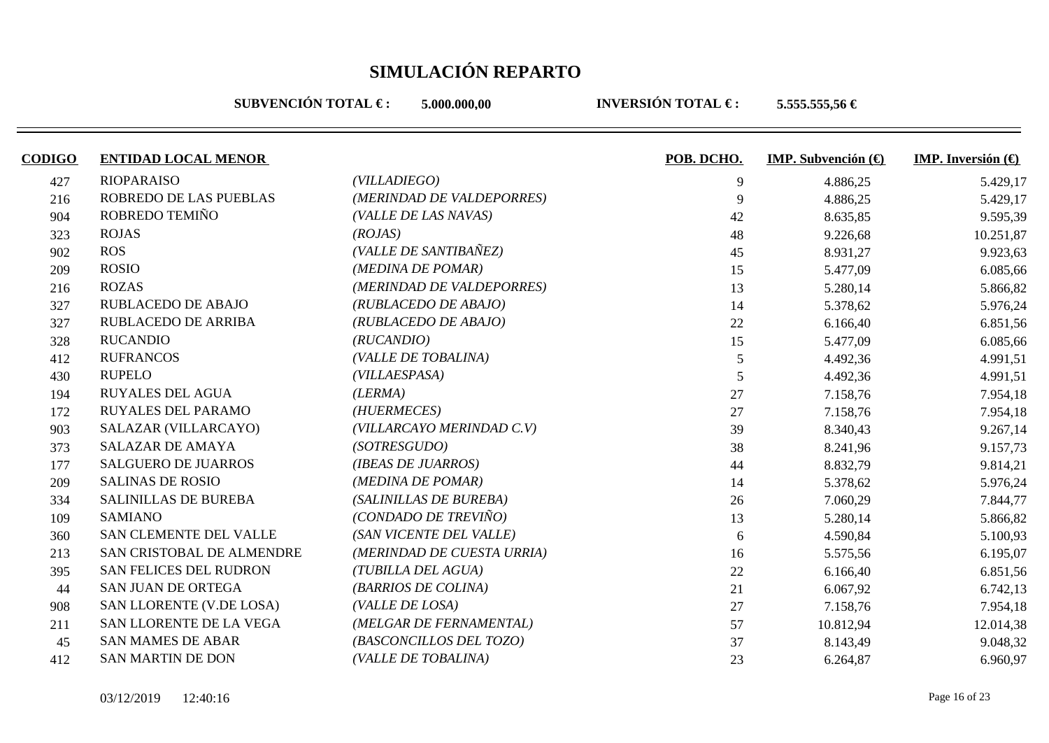# SIMULACIÓN REPARTO

**SUBVENCIÓN TOTAL € :** **5.000.000,00** **INVERSIÓN TOTAL € :** **5.555.555,56 €**

| CODIGO | ENTIDAD LOCAL MENOR | | POB. DCHO. | IMP. Subvención (€) | IMP. Inversión (€) |
|---|---|---|---|---|---|
| 427 | RIOPARAISO | *(VILLADIEGO)* | 9 | 4.886,25 | 5.429,17 |
| 216 | ROBREDO DE LAS PUEBLAS | *(MERINDAD DE VALDEPORRES)* | 9 | 4.886,25 | 5.429,17 |
| 904 | ROBREDO TEMIÑO | *(VALLE DE LAS NAVAS)* | 42 | 8.635,85 | 9.595,39 |
| 323 | ROJAS | *(ROJAS)* | 48 | 9.226,68 | 10.251,87 |
| 902 | ROS | *(VALLE DE SANTIBAÑEZ)* | 45 | 8.931,27 | 9.923,63 |
| 209 | ROSIO | *(MEDINA DE POMAR)* | 15 | 5.477,09 | 6.085,66 |
| 216 | ROZAS | *(MERINDAD DE VALDEPORRES)* | 13 | 5.280,14 | 5.866,82 |
| 327 | RUBLACEDO DE ABAJO | *(RUBLACEDO DE ABAJO)* | 14 | 5.378,62 | 5.976,24 |
| 327 | RUBLACEDO DE ARRIBA | *(RUBLACEDO DE ABAJO)* | 22 | 6.166,40 | 6.851,56 |
| 328 | RUCANDIO | *(RUCANDIO)* | 15 | 5.477,09 | 6.085,66 |
| 412 | RUFRANCOS | *(VALLE DE TOBALINA)* | 5 | 4.492,36 | 4.991,51 |
| 430 | RUPELO | *(VILLAESPASA)* | 5 | 4.492,36 | 4.991,51 |
| 194 | RUYALES DEL AGUA | *(LERMA)* | 27 | 7.158,76 | 7.954,18 |
| 172 | RUYALES DEL PARAMO | *(HUERMECES)* | 27 | 7.158,76 | 7.954,18 |
| 903 | SALAZAR (VILLARCAYO) | *(VILLARCAYO MERINDAD C.V)* | 39 | 8.340,43 | 9.267,14 |
| 373 | SALAZAR DE AMAYA | *(SOTRESGUDO)* | 38 | 8.241,96 | 9.157,73 |
| 177 | SALGUERO DE JUARROS | *(IBEAS DE JUARROS)* | 44 | 8.832,79 | 9.814,21 |
| 209 | SALINAS DE ROSIO | *(MEDINA DE POMAR)* | 14 | 5.378,62 | 5.976,24 |
| 334 | SALINILLAS DE BUREBA | *(SALINILLAS DE BUREBA)* | 26 | 7.060,29 | 7.844,77 |
| 109 | SAMIANO | *(CONDADO DE TREVIÑO)* | 13 | 5.280,14 | 5.866,82 |
| 360 | SAN CLEMENTE DEL VALLE | *(SAN VICENTE DEL VALLE)* | 6 | 4.590,84 | 5.100,93 |
| 213 | SAN CRISTOBAL DE ALMENDRE | *(MERINDAD DE CUESTA URRIA)* | 16 | 5.575,56 | 6.195,07 |
| 395 | SAN FELICES DEL RUDRON | *(TUBILLA DEL AGUA)* | 22 | 6.166,40 | 6.851,56 |
| 44 | SAN JUAN DE ORTEGA | *(BARRIOS DE COLINA)* | 21 | 6.067,92 | 6.742,13 |
| 908 | SAN LLORENTE (V.DE LOSA) | *(VALLE DE LOSA)* | 27 | 7.158,76 | 7.954,18 |
| 211 | SAN LLORENTE DE LA VEGA | *(MELGAR DE FERNAMENTAL)* | 57 | 10.812,94 | 12.014,38 |
| 45 | SAN MAMES DE ABAR | *(BASCONCILLOS DEL TOZO)* | 37 | 8.143,49 | 9.048,32 |
| 412 | SAN MARTIN DE DON | *(VALLE DE TOBALINA)* | 23 | 6.264,87 | 6.960,97 |

03/12/2019 12:40:16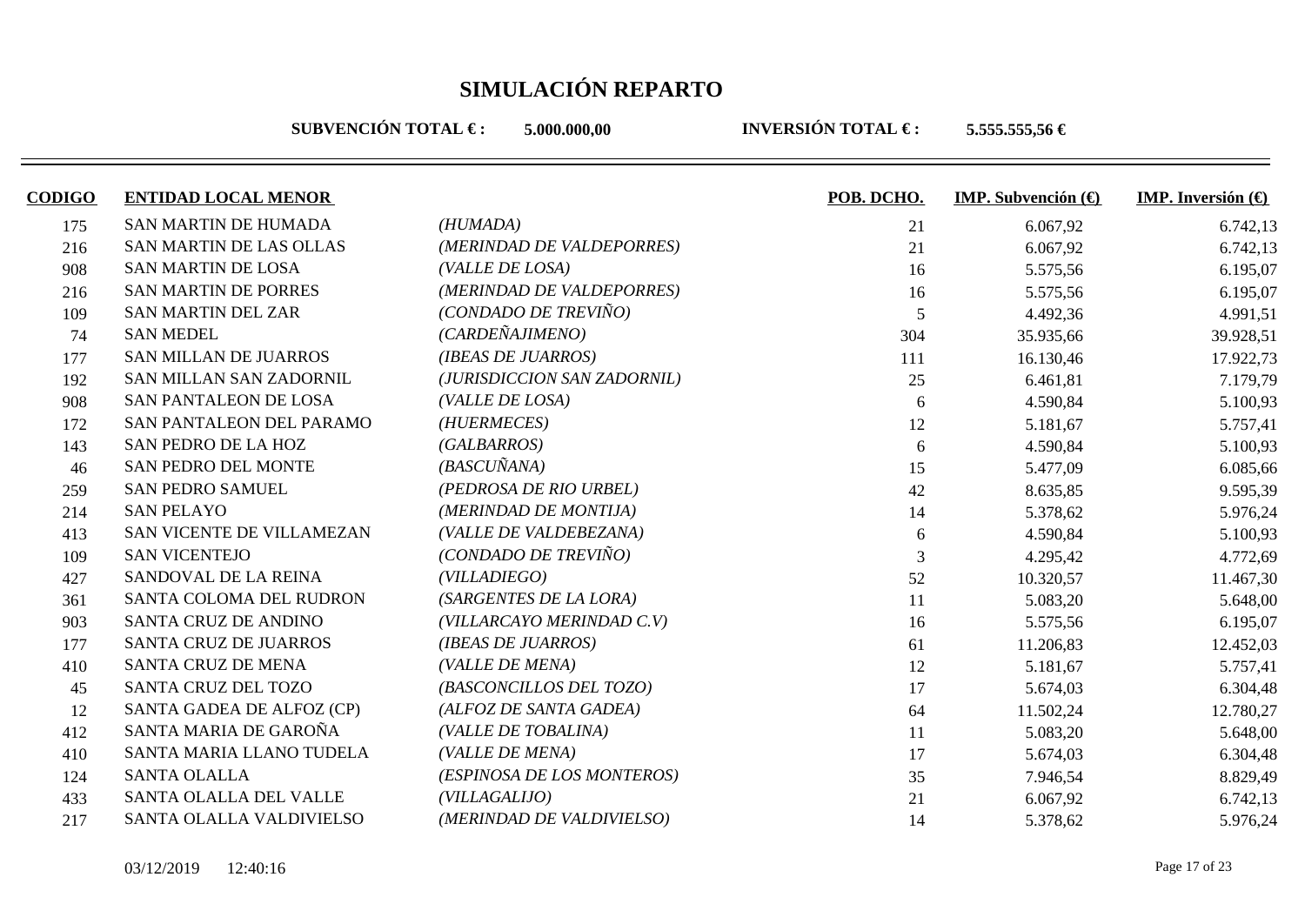# SIMULACIÓN REPARTO

**SUBVENCIÓN TOTAL € :** **5.000.000,00** **INVERSIÓN TOTAL € :** **5.555.555,56 €**

| CODIGO | ENTIDAD LOCAL MENOR | | POB. DCHO. | IMP. Subvención (€) | IMP. Inversión (€) |
|---|---|---|---|---|---|
| 175 | SAN MARTIN DE HUMADA | *(HUMADA)* | 21 | 6.067,92 | 6.742,13 |
| 216 | SAN MARTIN DE LAS OLLAS | *(MERINDAD DE VALDEPORRES)* | 21 | 6.067,92 | 6.742,13 |
| 908 | SAN MARTIN DE LOSA | *(VALLE DE LOSA)* | 16 | 5.575,56 | 6.195,07 |
| 216 | SAN MARTIN DE PORRES | *(MERINDAD DE VALDEPORRES)* | 16 | 5.575,56 | 6.195,07 |
| 109 | SAN MARTIN DEL ZAR | *(CONDADO DE TREVIÑO)* | 5 | 4.492,36 | 4.991,51 |
| 74 | SAN MEDEL | *(CARDEÑAJIMENO)* | 304 | 35.935,66 | 39.928,51 |
| 177 | SAN MILLAN DE JUARROS | *(IBEAS DE JUARROS)* | 111 | 16.130,46 | 17.922,73 |
| 192 | SAN MILLAN SAN ZADORNIL | *(JURISDICCION SAN ZADORNIL)* | 25 | 6.461,81 | 7.179,79 |
| 908 | SAN PANTALEON DE LOSA | *(VALLE DE LOSA)* | 6 | 4.590,84 | 5.100,93 |
| 172 | SAN PANTALEON DEL PARAMO | *(HUERMECES)* | 12 | 5.181,67 | 5.757,41 |
| 143 | SAN PEDRO DE LA HOZ | *(GALBARROS)* | 6 | 4.590,84 | 5.100,93 |
| 46 | SAN PEDRO DEL MONTE | *(BASCUÑANA)* | 15 | 5.477,09 | 6.085,66 |
| 259 | SAN PEDRO SAMUEL | *(PEDROSA DE RIO URBEL)* | 42 | 8.635,85 | 9.595,39 |
| 214 | SAN PELAYO | *(MERINDAD DE MONTIJA)* | 14 | 5.378,62 | 5.976,24 |
| 413 | SAN VICENTE DE VILLAMEZAN | *(VALLE DE VALDEBEZANA)* | 6 | 4.590,84 | 5.100,93 |
| 109 | SAN VICENTEJO | *(CONDADO DE TREVIÑO)* | 3 | 4.295,42 | 4.772,69 |
| 427 | SANDOVAL DE LA REINA | *(VILLADIEGO)* | 52 | 10.320,57 | 11.467,30 |
| 361 | SANTA COLOMA DEL RUDRON | *(SARGENTES DE LA LORA)* | 11 | 5.083,20 | 5.648,00 |
| 903 | SANTA CRUZ DE ANDINO | *(VILLARCAYO MERINDAD C.V)* | 16 | 5.575,56 | 6.195,07 |
| 177 | SANTA CRUZ DE JUARROS | *(IBEAS DE JUARROS)* | 61 | 11.206,83 | 12.452,03 |
| 410 | SANTA CRUZ DE MENA | *(VALLE DE MENA)* | 12 | 5.181,67 | 5.757,41 |
| 45 | SANTA CRUZ DEL TOZO | *(BASCONCILLOS DEL TOZO)* | 17 | 5.674,03 | 6.304,48 |
| 12 | SANTA GADEA DE ALFOZ (CP) | *(ALFOZ DE SANTA GADEA)* | 64 | 11.502,24 | 12.780,27 |
| 412 | SANTA MARIA DE GAROÑA | *(VALLE DE TOBALINA)* | 11 | 5.083,20 | 5.648,00 |
| 410 | SANTA MARIA LLANO TUDELA | *(VALLE DE MENA)* | 17 | 5.674,03 | 6.304,48 |
| 124 | SANTA OLALLA | *(ESPINOSA DE LOS MONTEROS)* | 35 | 7.946,54 | 8.829,49 |
| 433 | SANTA OLALLA DEL VALLE | *(VILLAGALIJO)* | 21 | 6.067,92 | 6.742,13 |
| 217 | SANTA OLALLA VALDIVIELSO | *(MERINDAD DE VALDIVIELSO)* | 14 | 5.378,62 | 5.976,24 |

03/12/2019 12:40:16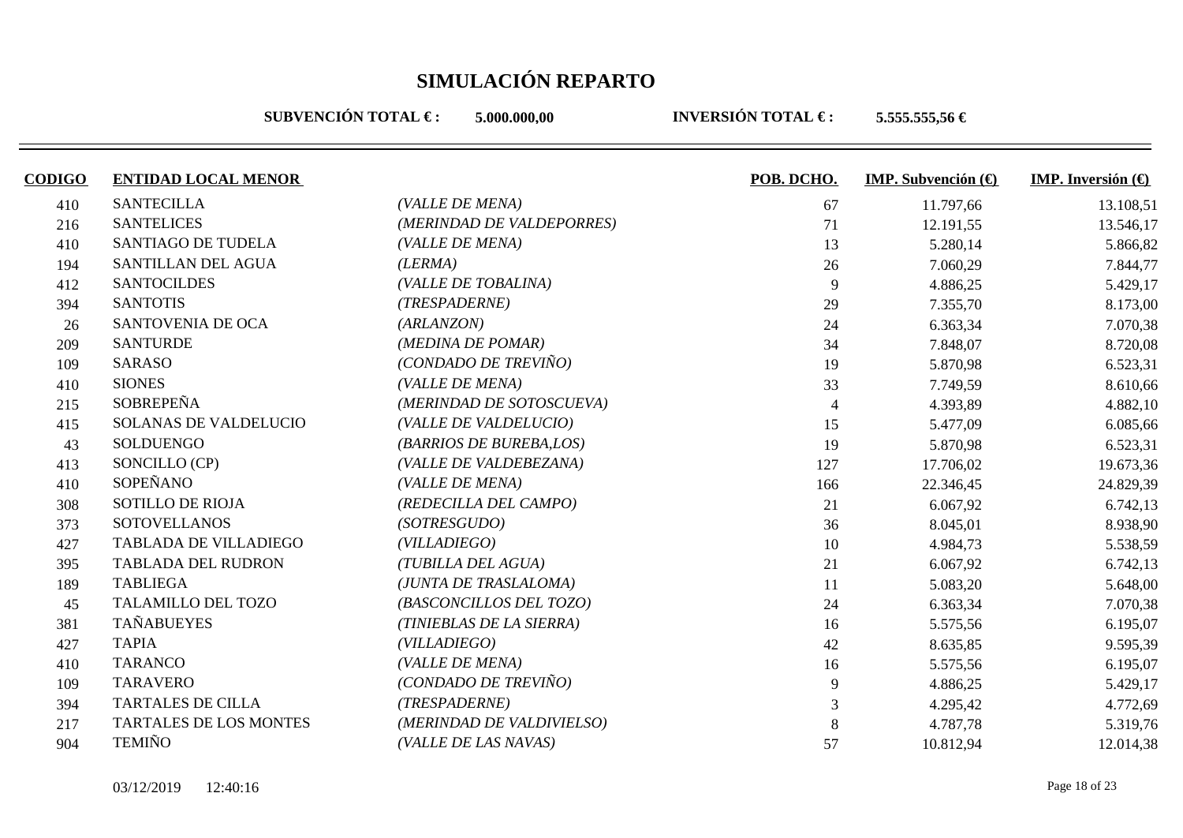# SIMULACIÓN REPARTO

**SUBVENCIÓN TOTAL € :** **5.000.000,00** **INVERSIÓN TOTAL € :** **5.555.555,56 €**

| CODIGO | ENTIDAD LOCAL MENOR | | POB. DCHO. | IMP. Subvención (€) | IMP. Inversión (€) |
|---|---|---|---|---|---|
| 410 | SANTECILLA | *(VALLE DE MENA)* | 67 | 11.797,66 | 13.108,51 |
| 216 | SANTELICES | *(MERINDAD DE VALDEPORRES)* | 71 | 12.191,55 | 13.546,17 |
| 410 | SANTIAGO DE TUDELA | *(VALLE DE MENA)* | 13 | 5.280,14 | 5.866,82 |
| 194 | SANTILLAN DEL AGUA | *(LERMA)* | 26 | 7.060,29 | 7.844,77 |
| 412 | SANTOCILDES | *(VALLE DE TOBALINA)* | 9 | 4.886,25 | 5.429,17 |
| 394 | SANTOTIS | *(TRESPADERNE)* | 29 | 7.355,70 | 8.173,00 |
| 26 | SANTOVENIA DE OCA | *(ARLANZON)* | 24 | 6.363,34 | 7.070,38 |
| 209 | SANTURDE | *(MEDINA DE POMAR)* | 34 | 7.848,07 | 8.720,08 |
| 109 | SARASO | *(CONDADO DE TREVIÑO)* | 19 | 5.870,98 | 6.523,31 |
| 410 | SIONES | *(VALLE DE MENA)* | 33 | 7.749,59 | 8.610,66 |
| 215 | SOBREPEÑA | *(MERINDAD DE SOTOSCUEVA)* | 4 | 4.393,89 | 4.882,10 |
| 415 | SOLANAS DE VALDELUCIO | *(VALLE DE VALDELUCIO)* | 15 | 5.477,09 | 6.085,66 |
| 43 | SOLDUENGO | *(BARRIOS DE BUREBA,LOS)* | 19 | 5.870,98 | 6.523,31 |
| 413 | SONCILLO (CP) | *(VALLE DE VALDEBEZANA)* | 127 | 17.706,02 | 19.673,36 |
| 410 | SOPEÑANO | *(VALLE DE MENA)* | 166 | 22.346,45 | 24.829,39 |
| 308 | SOTILLO DE RIOJA | *(REDECILLA DEL CAMPO)* | 21 | 6.067,92 | 6.742,13 |
| 373 | SOTOVELLANOS | *(SOTRESGUDO)* | 36 | 8.045,01 | 8.938,90 |
| 427 | TABLADA DE VILLADIEGO | *(VILLADIEGO)* | 10 | 4.984,73 | 5.538,59 |
| 395 | TABLADA DEL RUDRON | *(TUBILLA DEL AGUA)* | 21 | 6.067,92 | 6.742,13 |
| 189 | TABLIEGA | *(JUNTA DE TRASLALOMA)* | 11 | 5.083,20 | 5.648,00 |
| 45 | TALAMILLO DEL TOZO | *(BASCONCILLOS DEL TOZO)* | 24 | 6.363,34 | 7.070,38 |
| 381 | TAÑABUEYES | *(TINIEBLAS DE LA SIERRA)* | 16 | 5.575,56 | 6.195,07 |
| 427 | TAPIA | *(VILLADIEGO)* | 42 | 8.635,85 | 9.595,39 |
| 410 | TARANCO | *(VALLE DE MENA)* | 16 | 5.575,56 | 6.195,07 |
| 109 | TARAVERO | *(CONDADO DE TREVIÑO)* | 9 | 4.886,25 | 5.429,17 |
| 394 | TARTALES DE CILLA | *(TRESPADERNE)* | 3 | 4.295,42 | 4.772,69 |
| 217 | TARTALES DE LOS MONTES | *(MERINDAD DE VALDIVIELSO)* | 8 | 4.787,78 | 5.319,76 |
| 904 | TEMIÑO | *(VALLE DE LAS NAVAS)* | 57 | 10.812,94 | 12.014,38 |

03/12/2019 12:40:16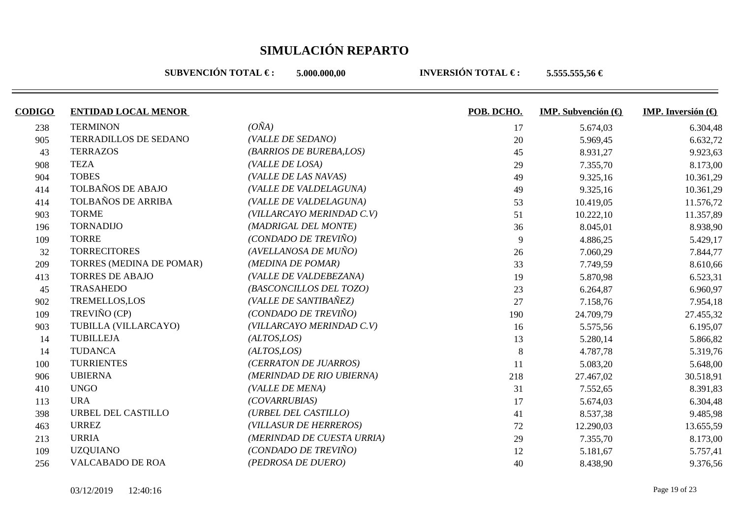# SIMULACIÓN REPARTO

**SUBVENCIÓN TOTAL € :** **5.000.000,00** **INVERSIÓN TOTAL € :** **5.555.555,56 €**

| CODIGO | ENTIDAD LOCAL MENOR | | POB. DCHO. | IMP. Subvención (€) | IMP. Inversión (€) |
|---|---|---|---|---|---|
| 238 | TERMINON | *(OÑA)* | 17 | 5.674,03 | 6.304,48 |
| 905 | TERRADILLOS DE SEDANO | *(VALLE DE SEDANO)* | 20 | 5.969,45 | 6.632,72 |
| 43 | TERRAZOS | *(BARRIOS DE BUREBA,LOS)* | 45 | 8.931,27 | 9.923,63 |
| 908 | TEZA | *(VALLE DE LOSA)* | 29 | 7.355,70 | 8.173,00 |
| 904 | TOBES | *(VALLE DE LAS NAVAS)* | 49 | 9.325,16 | 10.361,29 |
| 414 | TOLBAÑOS DE ABAJO | *(VALLE DE VALDELAGUNA)* | 49 | 9.325,16 | 10.361,29 |
| 414 | TOLBAÑOS DE ARRIBA | *(VALLE DE VALDELAGUNA)* | 53 | 10.419,05 | 11.576,72 |
| 903 | TORME | *(VILLARCAYO MERINDAD C.V)* | 51 | 10.222,10 | 11.357,89 |
| 196 | TORNADIJO | *(MADRIGAL DEL MONTE)* | 36 | 8.045,01 | 8.938,90 |
| 109 | TORRE | *(CONDADO DE TREVIÑO)* | 9 | 4.886,25 | 5.429,17 |
| 32 | TORRECITORES | *(AVELLANOSA DE MUÑO)* | 26 | 7.060,29 | 7.844,77 |
| 209 | TORRES (MEDINA DE POMAR) | *(MEDINA DE POMAR)* | 33 | 7.749,59 | 8.610,66 |
| 413 | TORRES DE ABAJO | *(VALLE DE VALDEBEZANA)* | 19 | 5.870,98 | 6.523,31 |
| 45 | TRASAHEDO | *(BASCONCILLOS DEL TOZO)* | 23 | 6.264,87 | 6.960,97 |
| 902 | TREMELLOS,LOS | *(VALLE DE SANTIBAÑEZ)* | 27 | 7.158,76 | 7.954,18 |
| 109 | TREVIÑO (CP) | *(CONDADO DE TREVIÑO)* | 190 | 24.709,79 | 27.455,32 |
| 903 | TUBILLA (VILLARCAYO) | *(VILLARCAYO MERINDAD C.V)* | 16 | 5.575,56 | 6.195,07 |
| 14 | TUBILLEJA | *(ALTOS,LOS)* | 13 | 5.280,14 | 5.866,82 |
| 14 | TUDANCA | *(ALTOS,LOS)* | 8 | 4.787,78 | 5.319,76 |
| 100 | TURRIENTES | *(CERRATON DE JUARROS)* | 11 | 5.083,20 | 5.648,00 |
| 906 | UBIERNA | *(MERINDAD DE RIO UBIERNA)* | 218 | 27.467,02 | 30.518,91 |
| 410 | UNGO | *(VALLE DE MENA)* | 31 | 7.552,65 | 8.391,83 |
| 113 | URA | *(COVARRUBIAS)* | 17 | 5.674,03 | 6.304,48 |
| 398 | URBEL DEL CASTILLO | *(URBEL DEL CASTILLO)* | 41 | 8.537,38 | 9.485,98 |
| 463 | URREZ | *(VILLASUR DE HERREROS)* | 72 | 12.290,03 | 13.655,59 |
| 213 | URRIA | *(MERINDAD DE CUESTA URRIA)* | 29 | 7.355,70 | 8.173,00 |
| 109 | UZQUIANO | *(CONDADO DE TREVIÑO)* | 12 | 5.181,67 | 5.757,41 |
| 256 | VALCABADO DE ROA | *(PEDROSA DE DUERO)* | 40 | 8.438,90 | 9.376,56 |

03/12/2019 12:40:16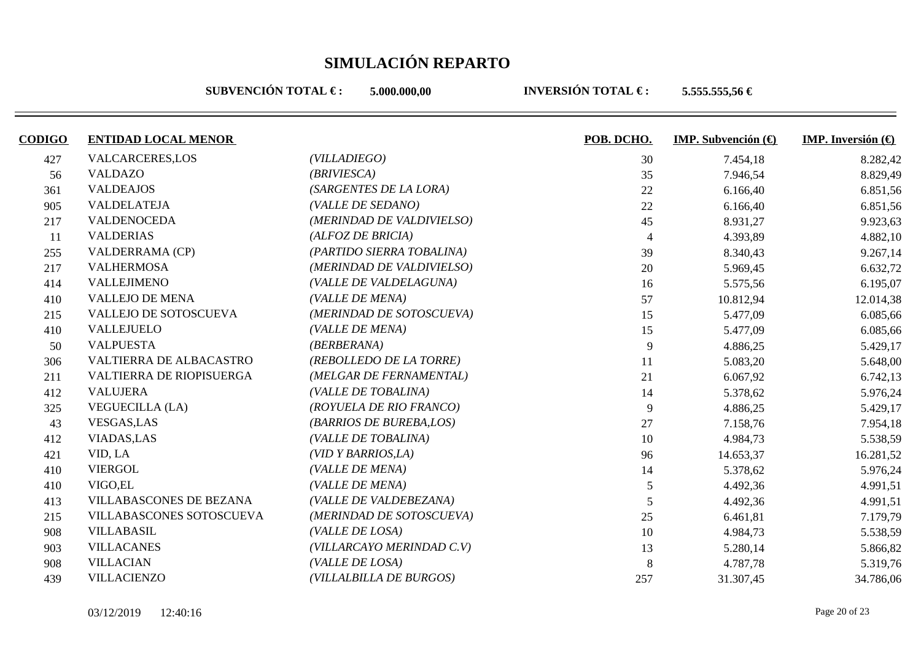# SIMULACIÓN REPARTO

**SUBVENCIÓN TOTAL € :** **5.000.000,00** **INVERSIÓN TOTAL € :** **5.555.555,56 €**

| CODIGO | ENTIDAD LOCAL MENOR | | POB. DCHO. | IMP. Subvención (€) | IMP. Inversión (€) |
|---|---|---|---|---|---|
| 427 | VALCARCERES,LOS | *(VILLADIEGO)* | 30 | 7.454,18 | 8.282,42 |
| 56 | VALDAZO | *(BRIVIESCA)* | 35 | 7.946,54 | 8.829,49 |
| 361 | VALDEAJOS | *(SARGENTES DE LA LORA)* | 22 | 6.166,40 | 6.851,56 |
| 905 | VALDELATEJA | *(VALLE DE SEDANO)* | 22 | 6.166,40 | 6.851,56 |
| 217 | VALDENOCEDA | *(MERINDAD DE VALDIVIELSO)* | 45 | 8.931,27 | 9.923,63 |
| 11 | VALDERIAS | *(ALFOZ DE BRICIA)* | 4 | 4.393,89 | 4.882,10 |
| 255 | VALDERRAMA (CP) | *(PARTIDO SIERRA TOBALINA)* | 39 | 8.340,43 | 9.267,14 |
| 217 | VALHERMOSA | *(MERINDAD DE VALDIVIELSO)* | 20 | 5.969,45 | 6.632,72 |
| 414 | VALLEJIMENO | *(VALLE DE VALDELAGUNA)* | 16 | 5.575,56 | 6.195,07 |
| 410 | VALLEJO DE MENA | *(VALLE DE MENA)* | 57 | 10.812,94 | 12.014,38 |
| 215 | VALLEJO DE SOTOSCUEVA | *(MERINDAD DE SOTOSCUEVA)* | 15 | 5.477,09 | 6.085,66 |
| 410 | VALLEJUELO | *(VALLE DE MENA)* | 15 | 5.477,09 | 6.085,66 |
| 50 | VALPUESTA | *(BERBERANA)* | 9 | 4.886,25 | 5.429,17 |
| 306 | VALTIERRA DE ALBACASTRO | *(REBOLLEDO DE LA TORRE)* | 11 | 5.083,20 | 5.648,00 |
| 211 | VALTIERRA DE RIOPISUERGA | *(MELGAR DE FERNAMENTAL)* | 21 | 6.067,92 | 6.742,13 |
| 412 | VALUJERA | *(VALLE DE TOBALINA)* | 14 | 5.378,62 | 5.976,24 |
| 325 | VEGUECILLA (LA) | *(ROYUELA DE RIO FRANCO)* | 9 | 4.886,25 | 5.429,17 |
| 43 | VESGAS,LAS | *(BARRIOS DE BUREBA,LOS)* | 27 | 7.158,76 | 7.954,18 |
| 412 | VIADAS,LAS | *(VALLE DE TOBALINA)* | 10 | 4.984,73 | 5.538,59 |
| 421 | VID, LA | *(VID Y BARRIOS,LA)* | 96 | 14.653,37 | 16.281,52 |
| 410 | VIERGOL | *(VALLE DE MENA)* | 14 | 5.378,62 | 5.976,24 |
| 410 | VIGO,EL | *(VALLE DE MENA)* | 5 | 4.492,36 | 4.991,51 |
| 413 | VILLABASCONES DE BEZANA | *(VALLE DE VALDEBEZANA)* | 5 | 4.492,36 | 4.991,51 |
| 215 | VILLABASCONES SOTOSCUEVA | *(MERINDAD DE SOTOSCUEVA)* | 25 | 6.461,81 | 7.179,79 |
| 908 | VILLABASIL | *(VALLE DE LOSA)* | 10 | 4.984,73 | 5.538,59 |
| 903 | VILLACANES | *(VILLARCAYO MERINDAD C.V)* | 13 | 5.280,14 | 5.866,82 |
| 908 | VILLACIAN | *(VALLE DE LOSA)* | 8 | 4.787,78 | 5.319,76 |
| 439 | VILLACIENZO | *(VILLALBILLA DE BURGOS)* | 257 | 31.307,45 | 34.786,06 |

03/12/2019 12:40:16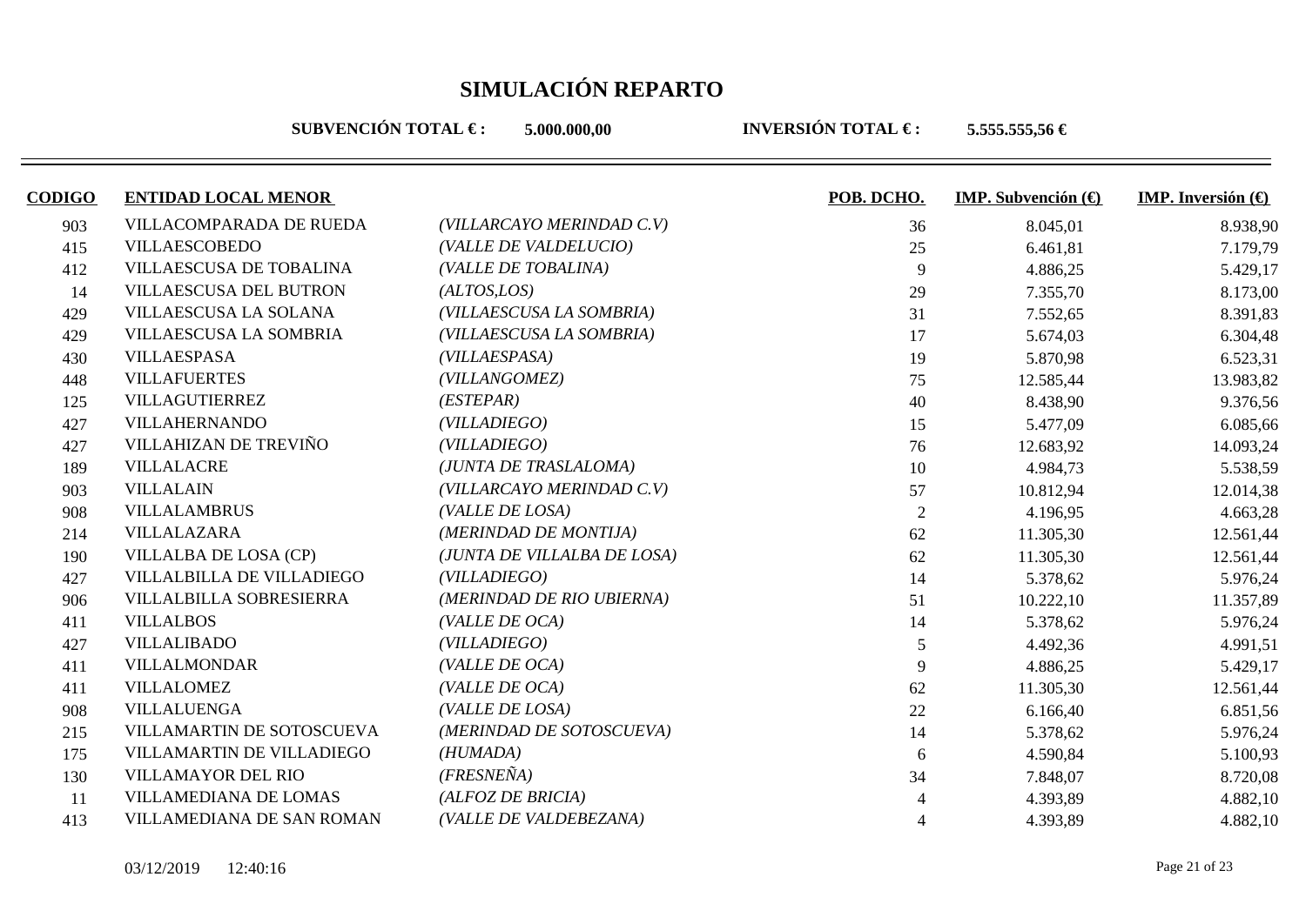# SIMULACIÓN REPARTO

**SUBVENCIÓN TOTAL € :** **5.000.000,00** **INVERSIÓN TOTAL € :** **5.555.555,56 €**

| CODIGO | ENTIDAD LOCAL MENOR | | POB. DCHO. | IMP. Subvención (€) | IMP. Inversión (€) |
|---|---|---|---|---|---|
| 903 | VILLACOMPARADA DE RUEDA | *(VILLARCAYO MERINDAD C.V)* | 36 | 8.045,01 | 8.938,90 |
| 415 | VILLAESCOBEDO | *(VALLE DE VALDELUCIO)* | 25 | 6.461,81 | 7.179,79 |
| 412 | VILLAESCUSA DE TOBALINA | *(VALLE DE TOBALINA)* | 9 | 4.886,25 | 5.429,17 |
| 14 | VILLAESCUSA DEL BUTRON | *(ALTOS,LOS)* | 29 | 7.355,70 | 8.173,00 |
| 429 | VILLAESCUSA LA SOLANA | *(VILLAESCUSA LA SOMBRIA)* | 31 | 7.552,65 | 8.391,83 |
| 429 | VILLAESCUSA LA SOMBRIA | *(VILLAESCUSA LA SOMBRIA)* | 17 | 5.674,03 | 6.304,48 |
| 430 | VILLAESPASA | *(VILLAESPASA)* | 19 | 5.870,98 | 6.523,31 |
| 448 | VILLAFUERTES | *(VILLANGOMEZ)* | 75 | 12.585,44 | 13.983,82 |
| 125 | VILLAGUTIERREZ | *(ESTEPAR)* | 40 | 8.438,90 | 9.376,56 |
| 427 | VILLAHERNANDO | *(VILLADIEGO)* | 15 | 5.477,09 | 6.085,66 |
| 427 | VILLAHIZAN DE TREVIÑO | *(VILLADIEGO)* | 76 | 12.683,92 | 14.093,24 |
| 189 | VILLALACRE | *(JUNTA DE TRASLALOMA)* | 10 | 4.984,73 | 5.538,59 |
| 903 | VILLALAIN | *(VILLARCAYO MERINDAD C.V)* | 57 | 10.812,94 | 12.014,38 |
| 908 | VILLALAMBRUS | *(VALLE DE LOSA)* | 2 | 4.196,95 | 4.663,28 |
| 214 | VILLALAZARA | *(MERINDAD DE MONTIJA)* | 62 | 11.305,30 | 12.561,44 |
| 190 | VILLALBA DE LOSA (CP) | *(JUNTA DE VILLALBA DE LOSA)* | 62 | 11.305,30 | 12.561,44 |
| 427 | VILLALBILLA DE VILLADIEGO | *(VILLADIEGO)* | 14 | 5.378,62 | 5.976,24 |
| 906 | VILLALBILLA SOBRESIERRA | *(MERINDAD DE RIO UBIERNA)* | 51 | 10.222,10 | 11.357,89 |
| 411 | VILLALBOS | *(VALLE DE OCA)* | 14 | 5.378,62 | 5.976,24 |
| 427 | VILLALIBADO | *(VILLADIEGO)* | 5 | 4.492,36 | 4.991,51 |
| 411 | VILLALMONDAR | *(VALLE DE OCA)* | 9 | 4.886,25 | 5.429,17 |
| 411 | VILLALOMEZ | *(VALLE DE OCA)* | 62 | 11.305,30 | 12.561,44 |
| 908 | VILLALUENGA | *(VALLE DE LOSA)* | 22 | 6.166,40 | 6.851,56 |
| 215 | VILLAMARTIN DE SOTOSCUEVA | *(MERINDAD DE SOTOSCUEVA)* | 14 | 5.378,62 | 5.976,24 |
| 175 | VILLAMARTIN DE VILLADIEGO | *(HUMADA)* | 6 | 4.590,84 | 5.100,93 |
| 130 | VILLAMAYOR DEL RIO | *(FRESNEÑA)* | 34 | 7.848,07 | 8.720,08 |
| 11 | VILLAMEDIANA DE LOMAS | *(ALFOZ DE BRICIA)* | 4 | 4.393,89 | 4.882,10 |
| 413 | VILLAMEDIANA DE SAN ROMAN | *(VALLE DE VALDEBEZANA)* | 4 | 4.393,89 | 4.882,10 |

03/12/2019 12:40:16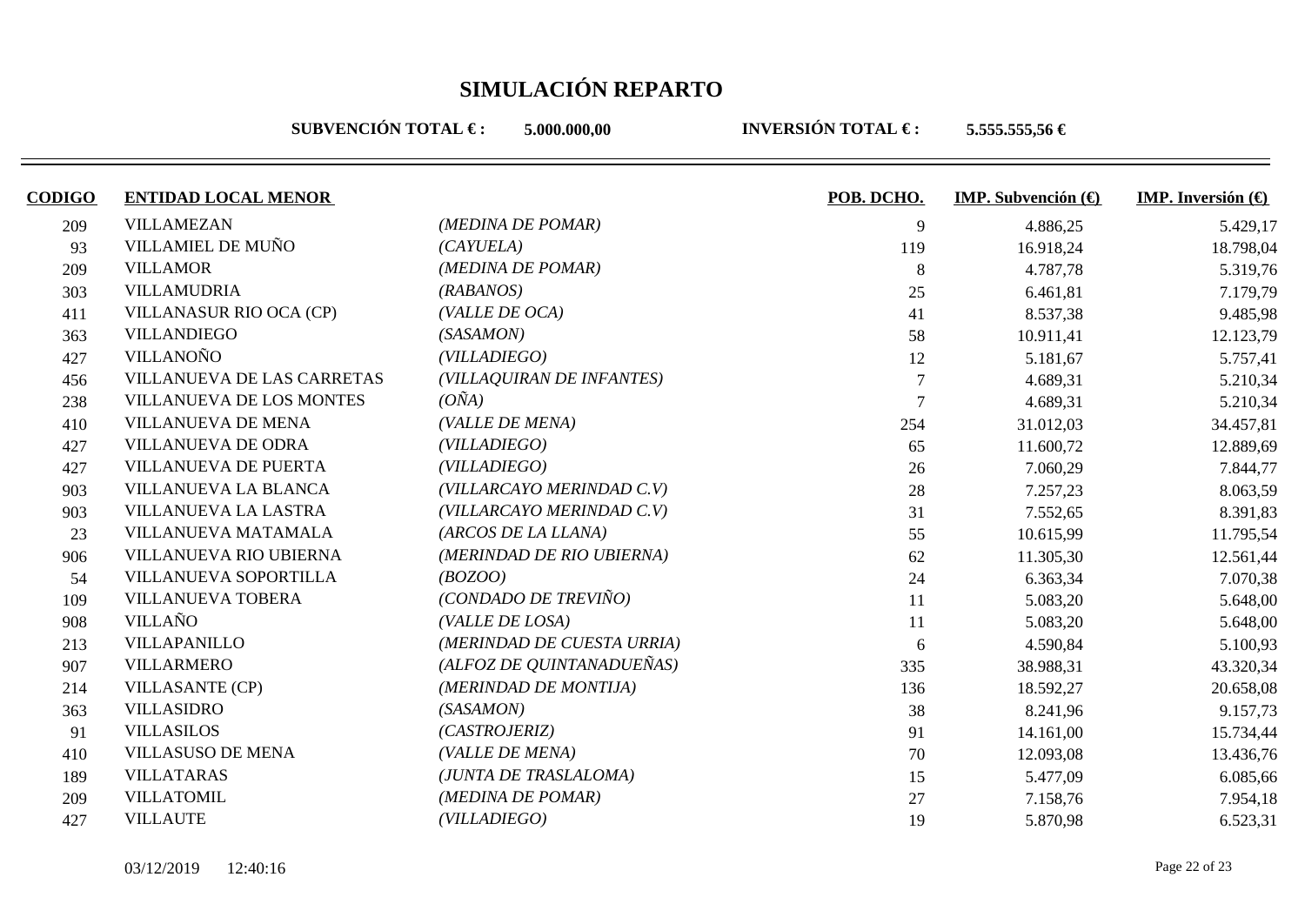# SIMULACIÓN REPARTO

**SUBVENCIÓN TOTAL € :** **5.000.000,00** **INVERSIÓN TOTAL € :** **5.555.555,56 €**

| CODIGO | ENTIDAD LOCAL MENOR | | POB. DCHO. | IMP. Subvención (€) | IMP. Inversión (€) |
|---|---|---|---|---|---|
| 209 | VILLAMEZAN | *(MEDINA DE POMAR)* | 9 | 4.886,25 | 5.429,17 |
| 93 | VILLAMIEL DE MUÑO | *(CAYUELA)* | 119 | 16.918,24 | 18.798,04 |
| 209 | VILLAMOR | *(MEDINA DE POMAR)* | 8 | 4.787,78 | 5.319,76 |
| 303 | VILLAMUDRIA | *(RABANOS)* | 25 | 6.461,81 | 7.179,79 |
| 411 | VILLANASUR RIO OCA (CP) | *(VALLE DE OCA)* | 41 | 8.537,38 | 9.485,98 |
| 363 | VILLANDIEGO | *(SASAMON)* | 58 | 10.911,41 | 12.123,79 |
| 427 | VILLANOÑO | *(VILLADIEGO)* | 12 | 5.181,67 | 5.757,41 |
| 456 | VILLANUEVA DE LAS CARRETAS | *(VILLAQUIRAN DE INFANTES)* | 7 | 4.689,31 | 5.210,34 |
| 238 | VILLANUEVA DE LOS MONTES | *(OÑA)* | 7 | 4.689,31 | 5.210,34 |
| 410 | VILLANUEVA DE MENA | *(VALLE DE MENA)* | 254 | 31.012,03 | 34.457,81 |
| 427 | VILLANUEVA DE ODRA | *(VILLADIEGO)* | 65 | 11.600,72 | 12.889,69 |
| 427 | VILLANUEVA DE PUERTA | *(VILLADIEGO)* | 26 | 7.060,29 | 7.844,77 |
| 903 | VILLANUEVA LA BLANCA | *(VILLARCAYO MERINDAD C.V)* | 28 | 7.257,23 | 8.063,59 |
| 903 | VILLANUEVA LA LASTRA | *(VILLARCAYO MERINDAD C.V)* | 31 | 7.552,65 | 8.391,83 |
| 23 | VILLANUEVA MATAMALA | *(ARCOS DE LA LLANA)* | 55 | 10.615,99 | 11.795,54 |
| 906 | VILLANUEVA RIO UBIERNA | *(MERINDAD DE RIO UBIERNA)* | 62 | 11.305,30 | 12.561,44 |
| 54 | VILLANUEVA SOPORTILLA | *(BOZOO)* | 24 | 6.363,34 | 7.070,38 |
| 109 | VILLANUEVA TOBERA | *(CONDADO DE TREVIÑO)* | 11 | 5.083,20 | 5.648,00 |
| 908 | VILLAÑO | *(VALLE DE LOSA)* | 11 | 5.083,20 | 5.648,00 |
| 213 | VILLAPANILLO | *(MERINDAD DE CUESTA URRIA)* | 6 | 4.590,84 | 5.100,93 |
| 907 | VILLARMERO | *(ALFOZ DE QUINTANADUEÑAS)* | 335 | 38.988,31 | 43.320,34 |
| 214 | VILLASANTE (CP) | *(MERINDAD DE MONTIJA)* | 136 | 18.592,27 | 20.658,08 |
| 363 | VILLASIDRO | *(SASAMON)* | 38 | 8.241,96 | 9.157,73 |
| 91 | VILLASILOS | *(CASTROJERIZ)* | 91 | 14.161,00 | 15.734,44 |
| 410 | VILLASUSO DE MENA | *(VALLE DE MENA)* | 70 | 12.093,08 | 13.436,76 |
| 189 | VILLATARAS | *(JUNTA DE TRASLALOMA)* | 15 | 5.477,09 | 6.085,66 |
| 209 | VILLATOMIL | *(MEDINA DE POMAR)* | 27 | 7.158,76 | 7.954,18 |
| 427 | VILLAUTE | *(VILLADIEGO)* | 19 | 5.870,98 | 6.523,31 |

03/12/2019 12:40:16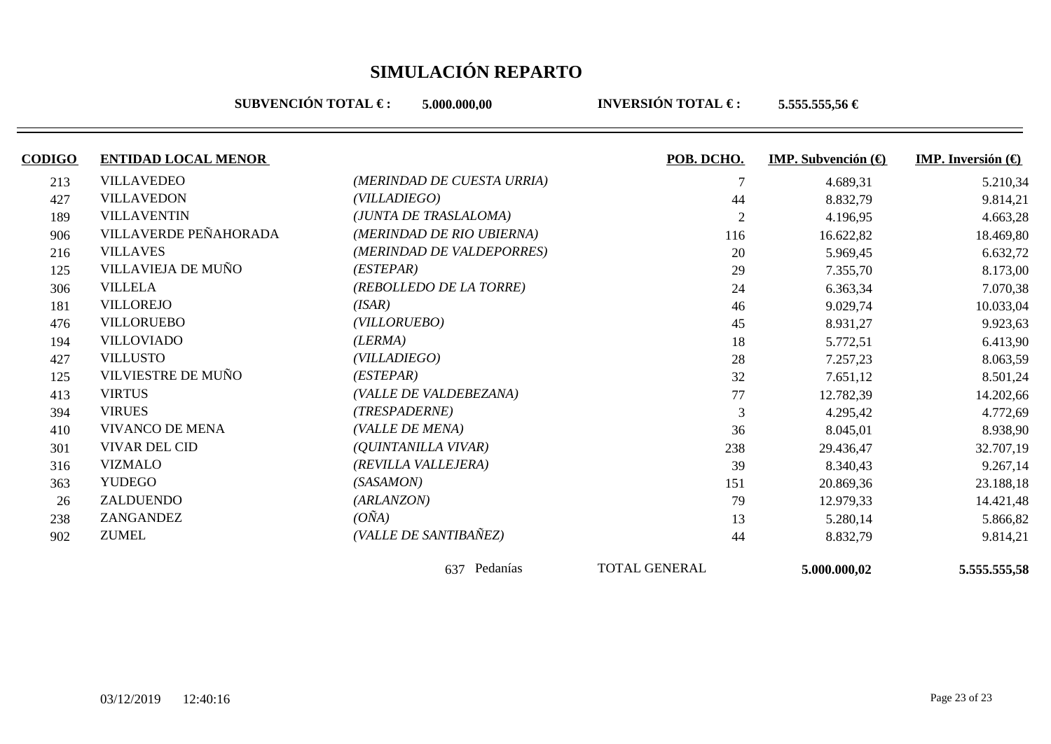# SIMULACIÓN REPARTO

**SUBVENCIÓN TOTAL € :** **5.000.000,00** **INVERSIÓN TOTAL € :** **5.555.555,56 €**

| CODIGO | ENTIDAD LOCAL MENOR | | POB. DCHO. | IMP. Subvención (€) | IMP. Inversión (€) |
|---|---|---|---|---|---|
| 213 | VILLAVEDEO | *(MERINDAD DE CUESTA URRIA)* | 7 | 4.689,31 | 5.210,34 |
| 427 | VILLAVEDON | *(VILLADIEGO)* | 44 | 8.832,79 | 9.814,21 |
| 189 | VILLAVENTIN | *(JUNTA DE TRASLALOMA)* | 2 | 4.196,95 | 4.663,28 |
| 906 | VILLAVERDE PEÑAHORADA | *(MERINDAD DE RIO UBIERNA)* | 116 | 16.622,82 | 18.469,80 |
| 216 | VILLAVES | *(MERINDAD DE VALDEPORRES)* | 20 | 5.969,45 | 6.632,72 |
| 125 | VILLAVIEJA DE MUÑO | *(ESTEPAR)* | 29 | 7.355,70 | 8.173,00 |
| 306 | VILLELA | *(REBOLLEDO DE LA TORRE)* | 24 | 6.363,34 | 7.070,38 |
| 181 | VILLOREJO | *(ISAR)* | 46 | 9.029,74 | 10.033,04 |
| 476 | VILLORUEBO | *(VILLORUEBO)* | 45 | 8.931,27 | 9.923,63 |
| 194 | VILLOVIADO | *(LERMA)* | 18 | 5.772,51 | 6.413,90 |
| 427 | VILLUSTO | *(VILLADIEGO)* | 28 | 7.257,23 | 8.063,59 |
| 125 | VILVIESTRE DE MUÑO | *(ESTEPAR)* | 32 | 7.651,12 | 8.501,24 |
| 413 | VIRTUS | *(VALLE DE VALDEBEZANA)* | 77 | 12.782,39 | 14.202,66 |
| 394 | VIRUES | *(TRESPADERNE)* | 3 | 4.295,42 | 4.772,69 |
| 410 | VIVANCO DE MENA | *(VALLE DE MENA)* | 36 | 8.045,01 | 8.938,90 |
| 301 | VIVAR DEL CID | *(QUINTANILLA VIVAR)* | 238 | 29.436,47 | 32.707,19 |
| 316 | VIZMALO | *(REVILLA VALLEJERA)* | 39 | 8.340,43 | 9.267,14 |
| 363 | YUDEGO | *(SASAMON)* | 151 | 20.869,36 | 23.188,18 |
| 26 | ZALDUENDO | *(ARLANZON)* | 79 | 12.979,33 | 14.421,48 |
| 238 | ZANGANDEZ | *(OÑA)* | 13 | 5.280,14 | 5.866,82 |
| 902 | ZUMEL | *(VALLE DE SANTIBAÑEZ)* | 44 | 8.832,79 | 9.814,21 |
| | | 637 Pedanías | TOTAL GENERAL | **5.000.000,02** | **5.555.555,58** |

03/12/2019 12:40:16